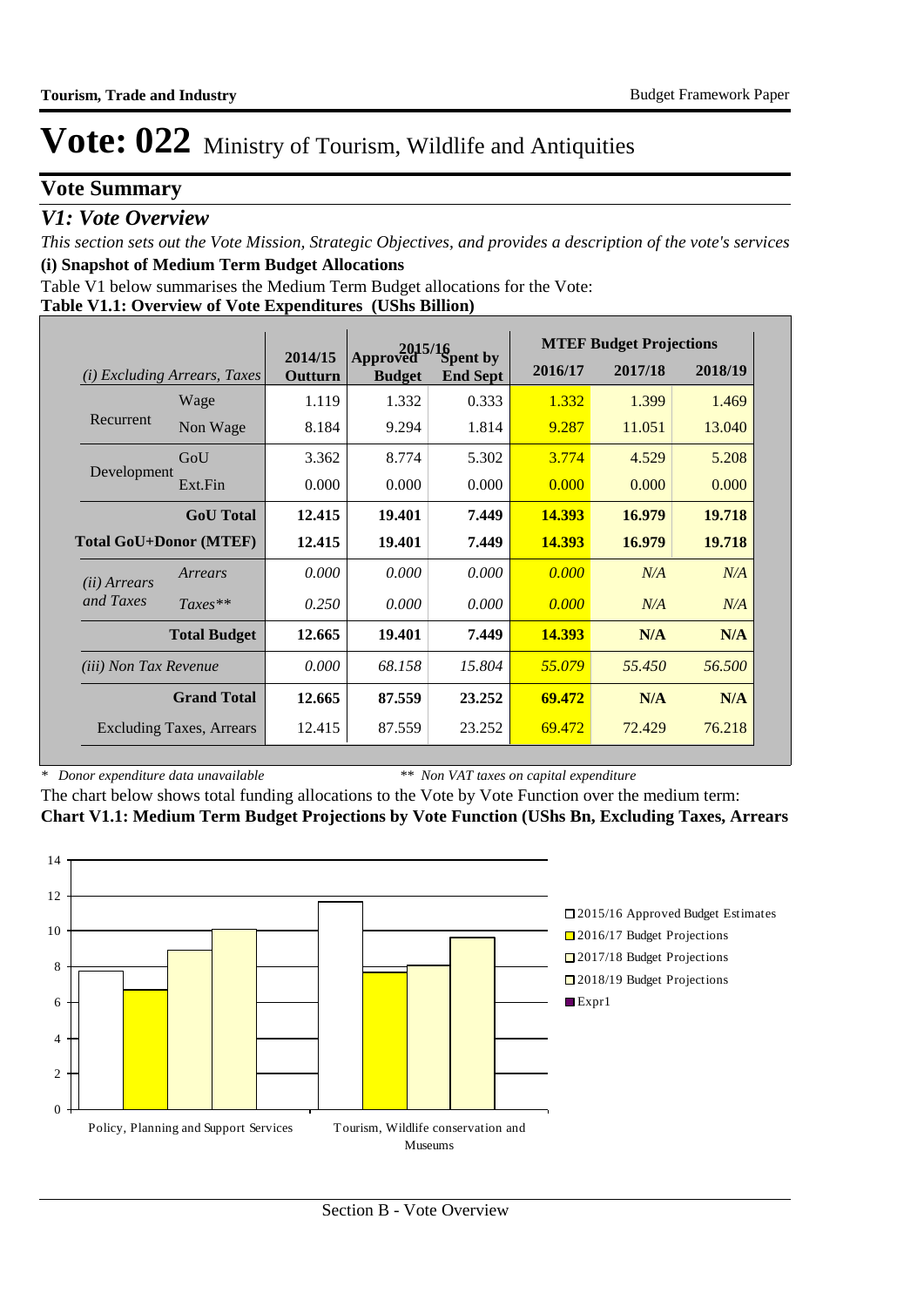# Vote: 022 Ministry of Tourism, Wildlife and Antiquities

## Vote Summary

### *V1: Vote Overview*

*This section sets out the Vote Mission, Strategic Objectives, and provides a description of the vote's services*

**(i) Snapshot of Medium Term Budget Allocations**

Table V1 below summarises the Medium Term Budget allocations for the Vote:

**Table V1.1: Overview of Vote Expenditures (UShs Billion)**

| *(i) Excluding Arrears, Taxes* | | 2014/15 Outturn | 2015/16 Approved Budget | 2015/16 Spent by End Sept | MTEF Budget Projections 2016/17 | 2017/18 | 2018/19 |
|---|---|---|---|---|---|---|---|
| Recurrent | Wage | 1.119 | 1.332 | 0.333 | 1.332 | 1.399 | 1.469 |
| | Non Wage | 8.184 | 9.294 | 1.814 | 9.287 | 11.051 | 13.040 |
| Development | GoU | 3.362 | 8.774 | 5.302 | 3.774 | 4.529 | 5.208 |
| | Ext.Fin | 0.000 | 0.000 | 0.000 | 0.000 | 0.000 | 0.000 |
| | **GoU Total** | **12.415** | **19.401** | **7.449** | **14.393** | **16.979** | **19.718** |
| **Total GoU+Donor (MTEF)** | | **12.415** | **19.401** | **7.449** | **14.393** | **16.979** | **19.718** |
| *(ii) Arrears and Taxes* | *Arrears* | *0.000* | *0.000* | *0.000* | *0.000* | *N/A* | *N/A* |
| | *Taxes*** | *0.250* | *0.000* | *0.000* | *0.000* | *N/A* | *N/A* |
| | **Total Budget** | **12.665** | **19.401** | **7.449** | **14.393** | **N/A** | **N/A** |
| *(iii) Non Tax Revenue* | | *0.000* | *68.158* | *15.804* | *55.079* | *55.450* | *56.500* |
| | **Grand Total** | **12.665** | **87.559** | **23.252** | **69.472** | **N/A** | **N/A** |
| Excluding Taxes, Arrears | | 12.415 | 87.559 | 23.252 | 69.472 | 72.429 | 76.218 |

\* *Donor expenditure data unavailable* &nbsp;&nbsp;&nbsp;&nbsp; ** *Non VAT taxes on capital expenditure*

The chart below shows total funding allocations to the Vote by Vote Function over the medium term:

**Chart V1.1: Medium Term Budget Projections by Vote Function (UShs Bn, Excluding Taxes, Arrears**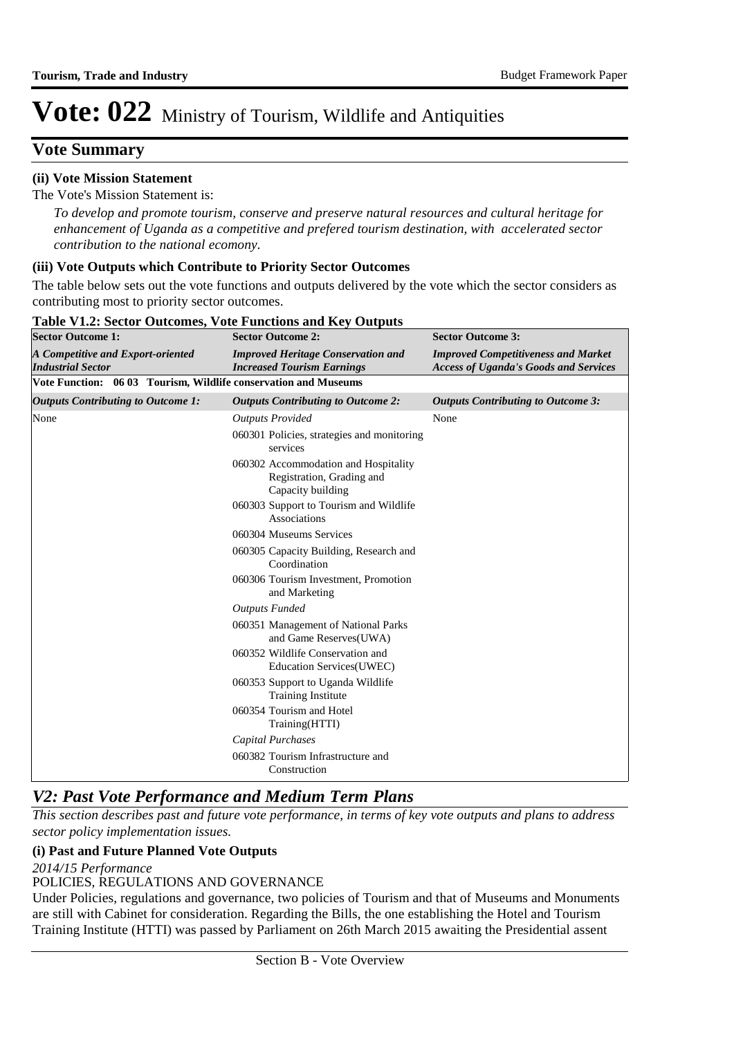# Vote: 022 Ministry of Tourism, Wildlife and Antiquities

## Vote Summary

**(ii) Vote Mission Statement**

The Vote's Mission Statement is:

*To develop and promote tourism, conserve and preserve natural resources and cultural heritage for enhancement of Uganda as a competitive and prefered tourism destination, with accelerated sector contribution to the national ecomony.*

**(iii) Vote Outputs which Contribute to Priority Sector Outcomes**

The table below sets out the vote functions and outputs delivered by the vote which the sector considers as contributing most to priority sector outcomes.

**Table V1.2: Sector Outcomes, Vote Functions and Key Outputs**

| **Sector Outcome 1:** | **Sector Outcome 2:** | **Sector Outcome 3:** |
|---|---|---|
| ***A Competitive and Export-oriented Industrial Sector*** | ***Improved Heritage Conservation and Increased Tourism Earnings*** | ***Improved Competitiveness and Market Access of Uganda's Goods and Services*** |
| **Vote Function: 06 03 Tourism, Wildlife conservation and Museums** | | |
| ***Outputs Contributing to Outcome 1:*** | ***Outputs Contributing to Outcome 2:*** | ***Outputs Contributing to Outcome 3:*** |
| None | *Outputs Provided*<br>060301 Policies, strategies and monitoring services<br>060302 Accommodation and Hospitality Registration, Grading and Capacity building<br>060303 Support to Tourism and Wildlife Associations<br>060304 Museums Services<br>060305 Capacity Building, Research and Coordination<br>060306 Tourism Investment, Promotion and Marketing<br>*Outputs Funded*<br>060351 Management of National Parks and Game Reserves(UWA)<br>060352 Wildlife Conservation and Education Services(UWEC)<br>060353 Support to Uganda Wildlife Training Institute<br>060354 Tourism and Hotel Training(HTTI)<br>*Capital Purchases*<br>060382 Tourism Infrastructure and Construction | None |

## *V2: Past Vote Performance and Medium Term Plans*

*This section describes past and future vote performance, in terms of key vote outputs and plans to address sector policy implementation issues.*

**(i) Past and Future Planned Vote Outputs**

*2014/15 Performance*

POLICIES, REGULATIONS AND GOVERNANCE

Under Policies, regulations and governance, two policies of Tourism and that of Museums and Monuments are still with Cabinet for consideration. Regarding the Bills, the one establishing the Hotel and Tourism Training Institute (HTTI) was passed by Parliament on 26th March 2015 awaiting the Presidential assent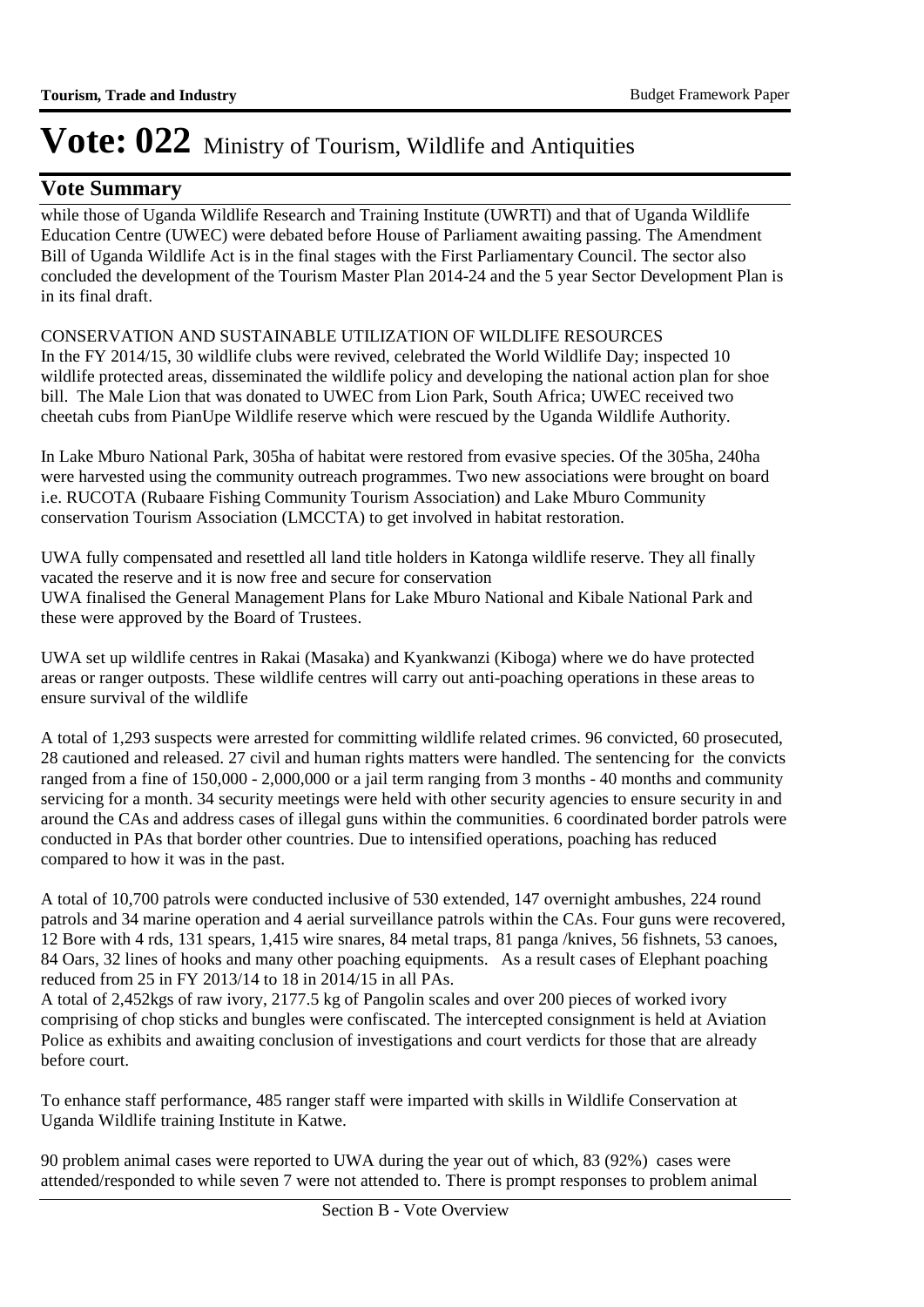# Vote: 022 Ministry of Tourism, Wildlife and Antiquities

## Vote Summary

while those of Uganda Wildlife Research and Training Institute (UWRTI) and that of Uganda Wildlife Education Centre (UWEC) were debated before House of Parliament awaiting passing. The Amendment Bill of Uganda Wildlife Act is in the final stages with the First Parliamentary Council. The sector also concluded the development of the Tourism Master Plan 2014-24 and the 5 year Sector Development Plan is in its final draft.

CONSERVATION AND SUSTAINABLE UTILIZATION OF WILDLIFE RESOURCES

In the FY 2014/15, 30 wildlife clubs were revived, celebrated the World Wildlife Day; inspected 10 wildlife protected areas, disseminated the wildlife policy and developing the national action plan for shoe bill. The Male Lion that was donated to UWEC from Lion Park, South Africa; UWEC received two cheetah cubs from PianUpe Wildlife reserve which were rescued by the Uganda Wildlife Authority.

In Lake Mburo National Park, 305ha of habitat were restored from evasive species. Of the 305ha, 240ha were harvested using the community outreach programmes. Two new associations were brought on board i.e. RUCOTA (Rubaare Fishing Community Tourism Association) and Lake Mburo Community conservation Tourism Association (LMCCTA) to get involved in habitat restoration.

UWA fully compensated and resettled all land title holders in Katonga wildlife reserve. They all finally vacated the reserve and it is now free and secure for conservation

UWA finalised the General Management Plans for Lake Mburo National and Kibale National Park and these were approved by the Board of Trustees.

UWA set up wildlife centres in Rakai (Masaka) and Kyankwanzi (Kiboga) where we do have protected areas or ranger outposts. These wildlife centres will carry out anti-poaching operations in these areas to ensure survival of the wildlife

A total of 1,293 suspects were arrested for committing wildlife related crimes. 96 convicted, 60 prosecuted, 28 cautioned and released. 27 civil and human rights matters were handled. The sentencing for the convicts ranged from a fine of 150,000 - 2,000,000 or a jail term ranging from 3 months - 40 months and community servicing for a month. 34 security meetings were held with other security agencies to ensure security in and around the CAs and address cases of illegal guns within the communities. 6 coordinated border patrols were conducted in PAs that border other countries. Due to intensified operations, poaching has reduced compared to how it was in the past.

A total of 10,700 patrols were conducted inclusive of 530 extended, 147 overnight ambushes, 224 round patrols and 34 marine operation and 4 aerial surveillance patrols within the CAs. Four guns were recovered, 12 Bore with 4 rds, 131 spears, 1,415 wire snares, 84 metal traps, 81 panga /knives, 56 fishnets, 53 canoes, 84 Oars, 32 lines of hooks and many other poaching equipments. As a result cases of Elephant poaching reduced from 25 in FY 2013/14 to 18 in 2014/15 in all PAs.

A total of 2,452kgs of raw ivory, 2177.5 kg of Pangolin scales and over 200 pieces of worked ivory comprising of chop sticks and bungles were confiscated. The intercepted consignment is held at Aviation Police as exhibits and awaiting conclusion of investigations and court verdicts for those that are already before court.

To enhance staff performance, 485 ranger staff were imparted with skills in Wildlife Conservation at Uganda Wildlife training Institute in Katwe.

90 problem animal cases were reported to UWA during the year out of which, 83 (92%) cases were attended/responded to while seven 7 were not attended to. There is prompt responses to problem animal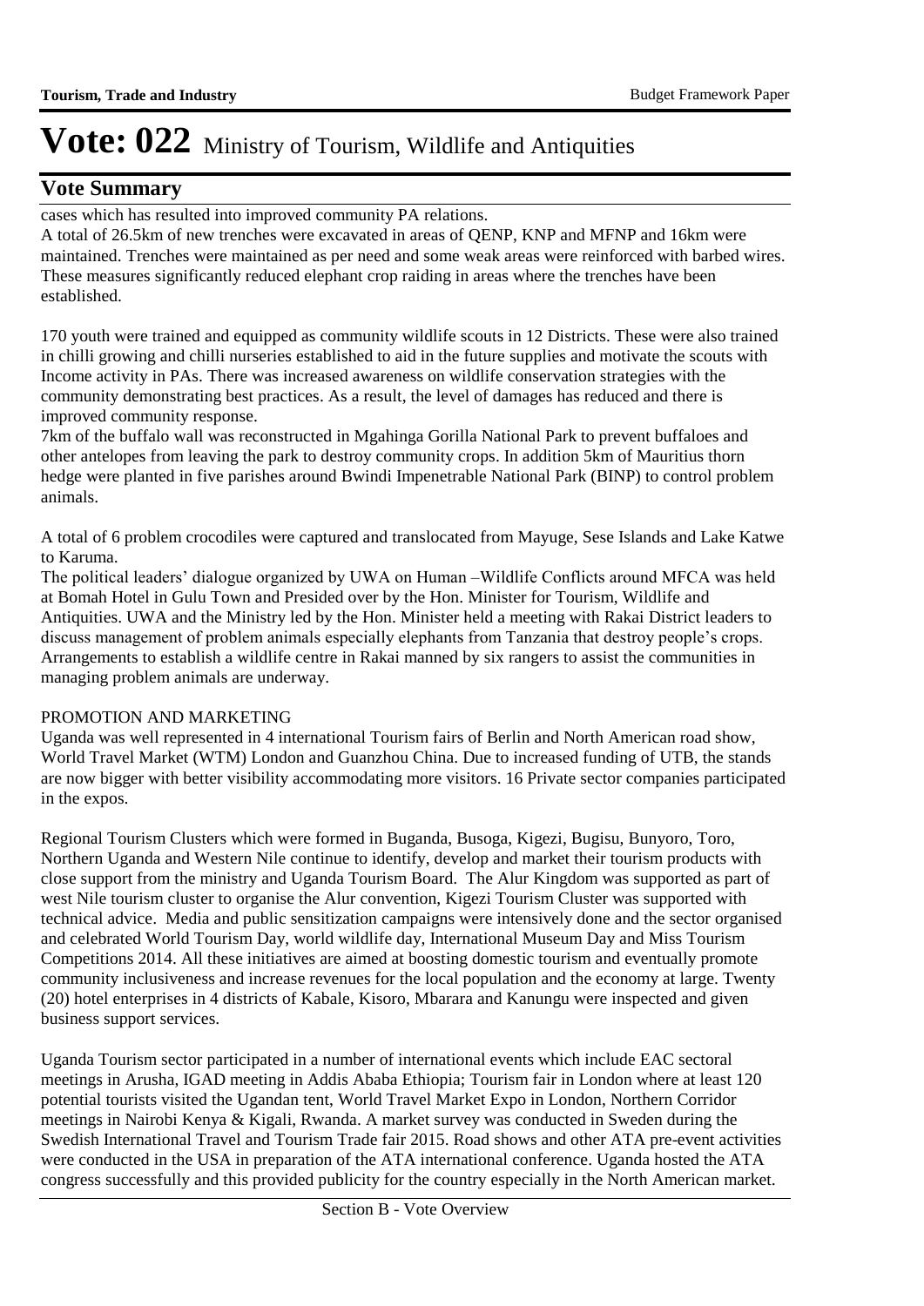# Vote: 022 Ministry of Tourism, Wildlife and Antiquities

## Vote Summary

cases which has resulted into improved community PA relations.

A total of 26.5km of new trenches were excavated in areas of QENP, KNP and MFNP and 16km were maintained. Trenches were maintained as per need and some weak areas were reinforced with barbed wires. These measures significantly reduced elephant crop raiding in areas where the trenches have been established.

170 youth were trained and equipped as community wildlife scouts in 12 Districts. These were also trained in chilli growing and chilli nurseries established to aid in the future supplies and motivate the scouts with Income activity in PAs. There was increased awareness on wildlife conservation strategies with the community demonstrating best practices. As a result, the level of damages has reduced and there is improved community response.

7km of the buffalo wall was reconstructed in Mgahinga Gorilla National Park to prevent buffaloes and other antelopes from leaving the park to destroy community crops. In addition 5km of Mauritius thorn hedge were planted in five parishes around Bwindi Impenetrable National Park (BINP) to control problem animals.

A total of 6 problem crocodiles were captured and translocated from Mayuge, Sese Islands and Lake Katwe to Karuma.

The political leaders' dialogue organized by UWA on Human –Wildlife Conflicts around MFCA was held at Bomah Hotel in Gulu Town and Presided over by the Hon. Minister for Tourism, Wildlife and Antiquities. UWA and the Ministry led by the Hon. Minister held a meeting with Rakai District leaders to discuss management of problem animals especially elephants from Tanzania that destroy people's crops. Arrangements to establish a wildlife centre in Rakai manned by six rangers to assist the communities in managing problem animals are underway.

PROMOTION AND MARKETING

Uganda was well represented in 4 international Tourism fairs of Berlin and North American road show, World Travel Market (WTM) London and Guanzhou China. Due to increased funding of UTB, the stands are now bigger with better visibility accommodating more visitors. 16 Private sector companies participated in the expos.

Regional Tourism Clusters which were formed in Buganda, Busoga, Kigezi, Bugisu, Bunyoro, Toro, Northern Uganda and Western Nile continue to identify, develop and market their tourism products with close support from the ministry and Uganda Tourism Board. The Alur Kingdom was supported as part of west Nile tourism cluster to organise the Alur convention, Kigezi Tourism Cluster was supported with technical advice. Media and public sensitization campaigns were intensively done and the sector organised and celebrated World Tourism Day, world wildlife day, International Museum Day and Miss Tourism Competitions 2014. All these initiatives are aimed at boosting domestic tourism and eventually promote community inclusiveness and increase revenues for the local population and the economy at large. Twenty (20) hotel enterprises in 4 districts of Kabale, Kisoro, Mbarara and Kanungu were inspected and given business support services.

Uganda Tourism sector participated in a number of international events which include EAC sectoral meetings in Arusha, IGAD meeting in Addis Ababa Ethiopia; Tourism fair in London where at least 120 potential tourists visited the Ugandan tent, World Travel Market Expo in London, Northern Corridor meetings in Nairobi Kenya & Kigali, Rwanda. A market survey was conducted in Sweden during the Swedish International Travel and Tourism Trade fair 2015. Road shows and other ATA pre-event activities were conducted in the USA in preparation of the ATA international conference. Uganda hosted the ATA congress successfully and this provided publicity for the country especially in the North American market.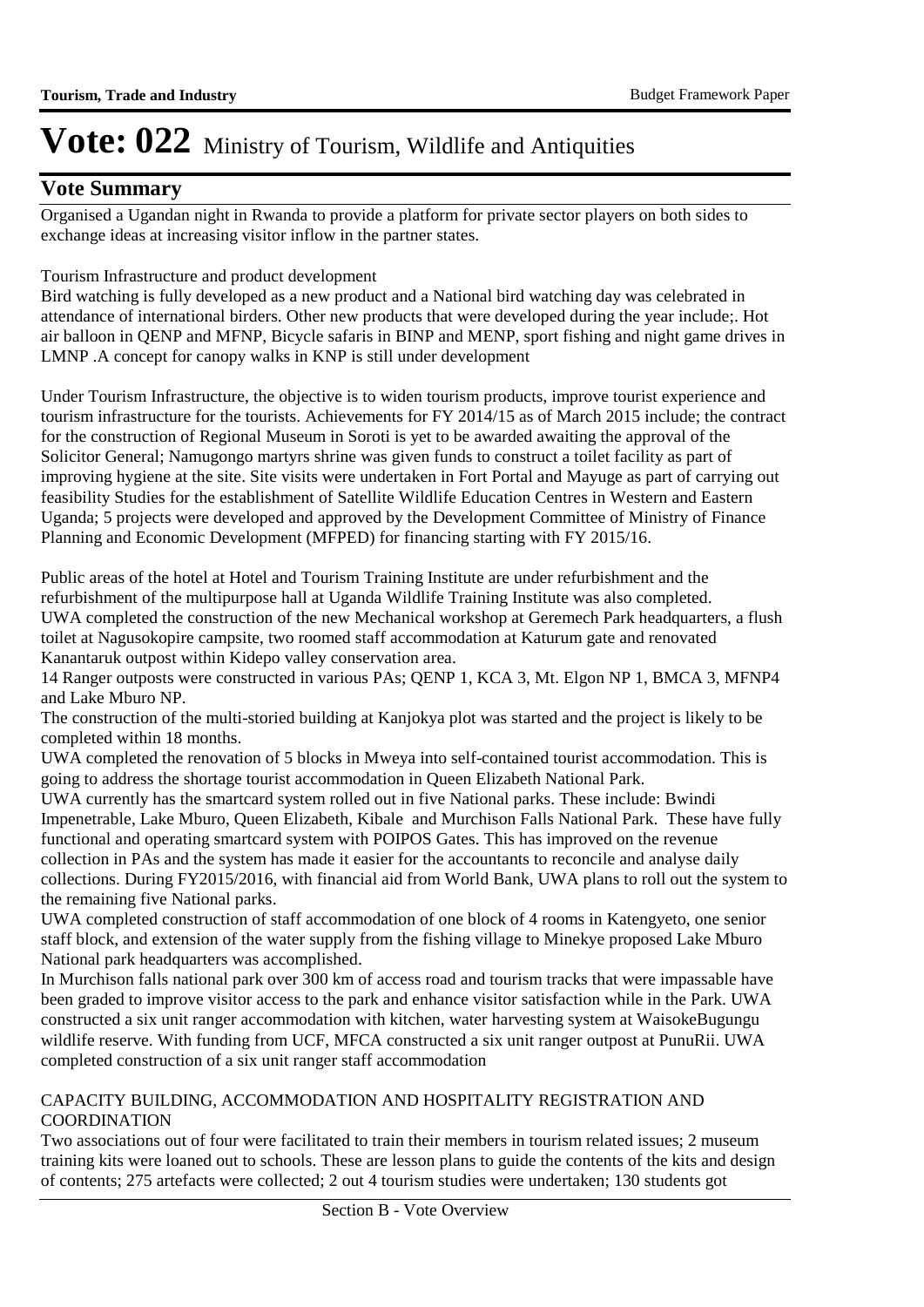# Vote: 022 Ministry of Tourism, Wildlife and Antiquities

## Vote Summary

Organised a Ugandan night in Rwanda to provide a platform for private sector players on both sides to exchange ideas at increasing visitor inflow in the partner states.

Tourism Infrastructure and product development

Bird watching is fully developed as a new product and a National bird watching day was celebrated in attendance of international birders. Other new products that were developed during the year include;. Hot air balloon in QENP and MFNP, Bicycle safaris in BINP and MENP, sport fishing and night game drives in LMNP .A concept for canopy walks in KNP is still under development

Under Tourism Infrastructure, the objective is to widen tourism products, improve tourist experience and tourism infrastructure for the tourists. Achievements for FY 2014/15 as of March 2015 include; the contract for the construction of Regional Museum in Soroti is yet to be awarded awaiting the approval of the Solicitor General; Namugongo martyrs shrine was given funds to construct a toilet facility as part of improving hygiene at the site. Site visits were undertaken in Fort Portal and Mayuge as part of carrying out feasibility Studies for the establishment of Satellite Wildlife Education Centres in Western and Eastern Uganda; 5 projects were developed and approved by the Development Committee of Ministry of Finance Planning and Economic Development (MFPED) for financing starting with FY 2015/16.

Public areas of the hotel at Hotel and Tourism Training Institute are under refurbishment and the refurbishment of the multipurpose hall at Uganda Wildlife Training Institute was also completed.
UWA completed the construction of the new Mechanical workshop at Geremech Park headquarters, a flush toilet at Nagusokopire campsite, two roomed staff accommodation at Katurum gate and renovated Kanantaruk outpost within Kidepo valley conservation area.
14 Ranger outposts were constructed in various PAs; QENP 1, KCA 3, Mt. Elgon NP 1, BMCA 3, MFNP4 and Lake Mburo NP.
The construction of the multi-storied building at Kanjokya plot was started and the project is likely to be completed within 18 months.
UWA completed the renovation of 5 blocks in Mweya into self-contained tourist accommodation. This is going to address the shortage tourist accommodation in Queen Elizabeth National Park.
UWA currently has the smartcard system rolled out in five National parks. These include: Bwindi Impenetrable, Lake Mburo, Queen Elizabeth, Kibale and Murchison Falls National Park. These have fully functional and operating smartcard system with POIPOS Gates. This has improved on the revenue collection in PAs and the system has made it easier for the accountants to reconcile and analyse daily collections. During FY2015/2016, with financial aid from World Bank, UWA plans to roll out the system to the remaining five National parks.
UWA completed construction of staff accommodation of one block of 4 rooms in Katengyeto, one senior staff block, and extension of the water supply from the fishing village to Minekye proposed Lake Mburo National park headquarters was accomplished.
In Murchison falls national park over 300 km of access road and tourism tracks that were impassable have been graded to improve visitor access to the park and enhance visitor satisfaction while in the Park. UWA constructed a six unit ranger accommodation with kitchen, water harvesting system at WaisokeBugungu wildlife reserve. With funding from UCF, MFCA constructed a six unit ranger outpost at PunuRii. UWA completed construction of a six unit ranger staff accommodation

CAPACITY BUILDING, ACCOMMODATION AND HOSPITALITY REGISTRATION AND COORDINATION

Two associations out of four were facilitated to train their members in tourism related issues; 2 museum training kits were loaned out to schools. These are lesson plans to guide the contents of the kits and design of contents; 275 artefacts were collected; 2 out 4 tourism studies were undertaken; 130 students got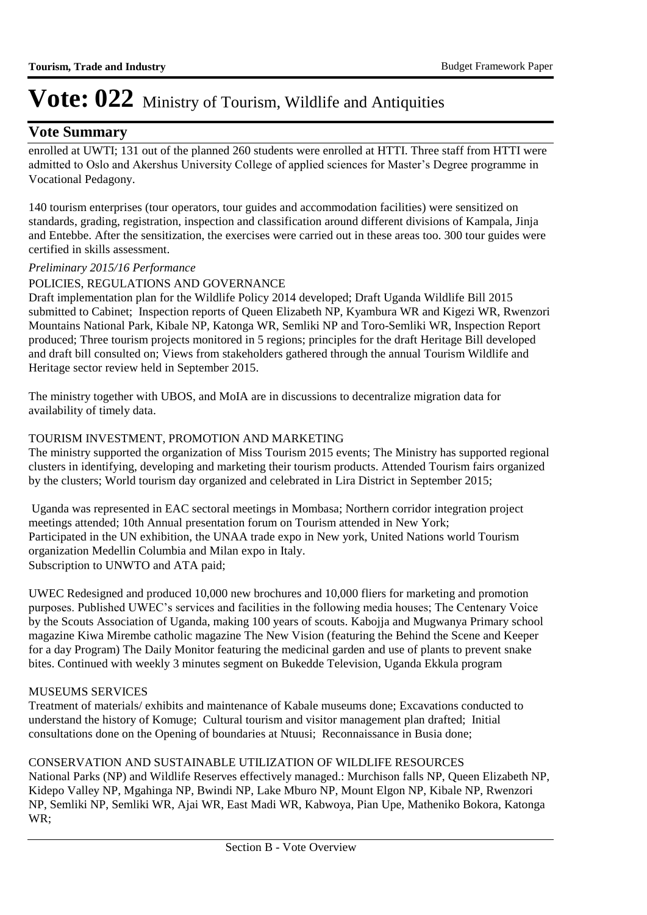# Vote: 022 Ministry of Tourism, Wildlife and Antiquities

## Vote Summary

enrolled at UWTI; 131 out of the planned 260 students were enrolled at HTTI. Three staff from HTTI were admitted to Oslo and Akershus University College of applied sciences for Master's Degree programme in Vocational Pedagony.

140 tourism enterprises (tour operators, tour guides and accommodation facilities) were sensitized on standards, grading, registration, inspection and classification around different divisions of Kampala, Jinja and Entebbe. After the sensitization, the exercises were carried out in these areas too. 300 tour guides were certified in skills assessment.

*Preliminary 2015/16 Performance*

POLICIES, REGULATIONS AND GOVERNANCE

Draft implementation plan for the Wildlife Policy 2014 developed; Draft Uganda Wildlife Bill 2015 submitted to Cabinet; Inspection reports of Queen Elizabeth NP, Kyambura WR and Kigezi WR, Rwenzori Mountains National Park, Kibale NP, Katonga WR, Semliki NP and Toro-Semliki WR, Inspection Report produced; Three tourism projects monitored in 5 regions; principles for the draft Heritage Bill developed and draft bill consulted on; Views from stakeholders gathered through the annual Tourism Wildlife and Heritage sector review held in September 2015.

The ministry together with UBOS, and MoIA are in discussions to decentralize migration data for availability of timely data.

TOURISM INVESTMENT, PROMOTION AND MARKETING

The ministry supported the organization of Miss Tourism 2015 events; The Ministry has supported regional clusters in identifying, developing and marketing their tourism products. Attended Tourism fairs organized by the clusters; World tourism day organized and celebrated in Lira District in September 2015;

Uganda was represented in EAC sectoral meetings in Mombasa; Northern corridor integration project meetings attended; 10th Annual presentation forum on Tourism attended in New York;
Participated in the UN exhibition, the UNAA trade expo in New york, United Nations world Tourism organization Medellin Columbia and Milan expo in Italy.
Subscription to UNWTO and ATA paid;

UWEC Redesigned and produced 10,000 new brochures and 10,000 fliers for marketing and promotion purposes. Published UWEC's services and facilities in the following media houses; The Centenary Voice by the Scouts Association of Uganda, making 100 years of scouts. Kabojja and Mugwanya Primary school magazine Kiwa Mirembe catholic magazine The New Vision (featuring the Behind the Scene and Keeper for a day Program) The Daily Monitor featuring the medicinal garden and use of plants to prevent snake bites. Continued with weekly 3 minutes segment on Bukedde Television, Uganda Ekkula program

MUSEUMS SERVICES

Treatment of materials/ exhibits and maintenance of Kabale museums done; Excavations conducted to understand the history of Komuge; Cultural tourism and visitor management plan drafted; Initial consultations done on the Opening of boundaries at Ntuusi; Reconnaissance in Busia done;

CONSERVATION AND SUSTAINABLE UTILIZATION OF WILDLIFE RESOURCES

National Parks (NP) and Wildlife Reserves effectively managed.: Murchison falls NP, Queen Elizabeth NP, Kidepo Valley NP, Mgahinga NP, Bwindi NP, Lake Mburo NP, Mount Elgon NP, Kibale NP, Rwenzori NP, Semliki NP, Semliki WR, Ajai WR, East Madi WR, Kabwoya, Pian Upe, Matheniko Bokora, Katonga WR;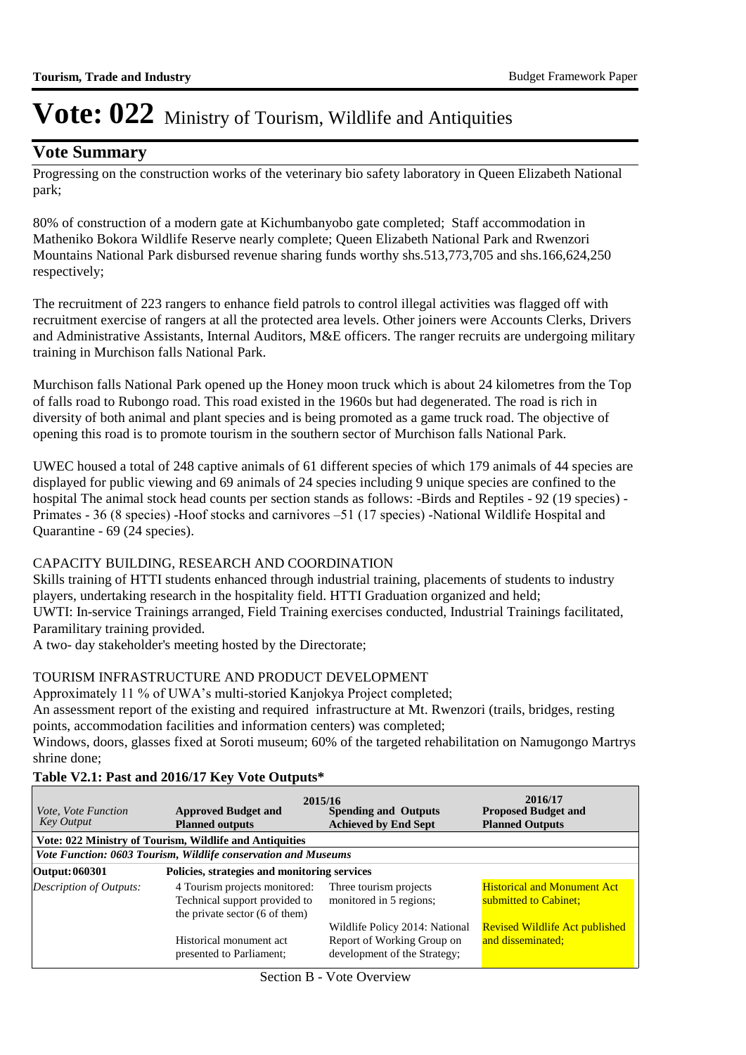# Vote: 022 Ministry of Tourism, Wildlife and Antiquities

## Vote Summary

Progressing on the construction works of the veterinary bio safety laboratory in Queen Elizabeth National park;

80% of construction of a modern gate at Kichumbanyobo gate completed; Staff accommodation in Matheniko Bokora Wildlife Reserve nearly complete; Queen Elizabeth National Park and Rwenzori Mountains National Park disbursed revenue sharing funds worthy shs.513,773,705 and shs.166,624,250 respectively;

The recruitment of 223 rangers to enhance field patrols to control illegal activities was flagged off with recruitment exercise of rangers at all the protected area levels. Other joiners were Accounts Clerks, Drivers and Administrative Assistants, Internal Auditors, M&E officers. The ranger recruits are undergoing military training in Murchison falls National Park.

Murchison falls National Park opened up the Honey moon truck which is about 24 kilometres from the Top of falls road to Rubongo road. This road existed in the 1960s but had degenerated. The road is rich in diversity of both animal and plant species and is being promoted as a game truck road. The objective of opening this road is to promote tourism in the southern sector of Murchison falls National Park.

UWEC housed a total of 248 captive animals of 61 different species of which 179 animals of 44 species are displayed for public viewing and 69 animals of 24 species including 9 unique species are confined to the hospital The animal stock head counts per section stands as follows: -Birds and Reptiles - 92 (19 species) -Primates - 36 (8 species) -Hoof stocks and carnivores –51 (17 species) -National Wildlife Hospital and Quarantine - 69 (24 species).

CAPACITY BUILDING, RESEARCH AND COORDINATION

Skills training of HTTI students enhanced through industrial training, placements of students to industry players, undertaking research in the hospitality field. HTTI Graduation organized and held;
UWTI: In-service Trainings arranged, Field Training exercises conducted, Industrial Trainings facilitated, Paramilitary training provided.
A two- day stakeholder's meeting hosted by the Directorate;

TOURISM INFRASTRUCTURE AND PRODUCT DEVELOPMENT

Approximately 11 % of UWA's multi-storied Kanjokya Project completed;
An assessment report of the existing and required infrastructure at Mt. Rwenzori (trails, bridges, resting points, accommodation facilities and information centers) was completed;
Windows, doors, glasses fixed at Soroti museum; 60% of the targeted rehabilitation on Namugongo Martrys shrine done;

**Table V2.1: Past and 2016/17 Key Vote Outputs***

| *Vote, Vote Function Key Output* | 2015/16 **Approved Budget and Planned outputs** | **Spending and Outputs Achieved by End Sept** | 2016/17 **Proposed Budget and Planned Outputs** |
|---|---|---|---|
| **Vote: 022 Ministry of Tourism, Wildlife and Antiquities** | | | |
| ***Vote Function: 0603 Tourism, Wildlife conservation and Museums*** | | | |
| **Output: 060301** | **Policies, strategies and monitoring services** | | |
| *Description of Outputs:* | 4 Tourism projects monitored: Technical support provided to the private sector (6 of them)<br><br>Historical monument act presented to Parliament; | Three tourism projects monitored in 5 regions;<br><br>Wildlife Policy 2014: National Report of Working Group on development of the Strategy; | Historical and Monument Act submitted to Cabinet;<br><br>Revised Wildlife Act published and disseminated; |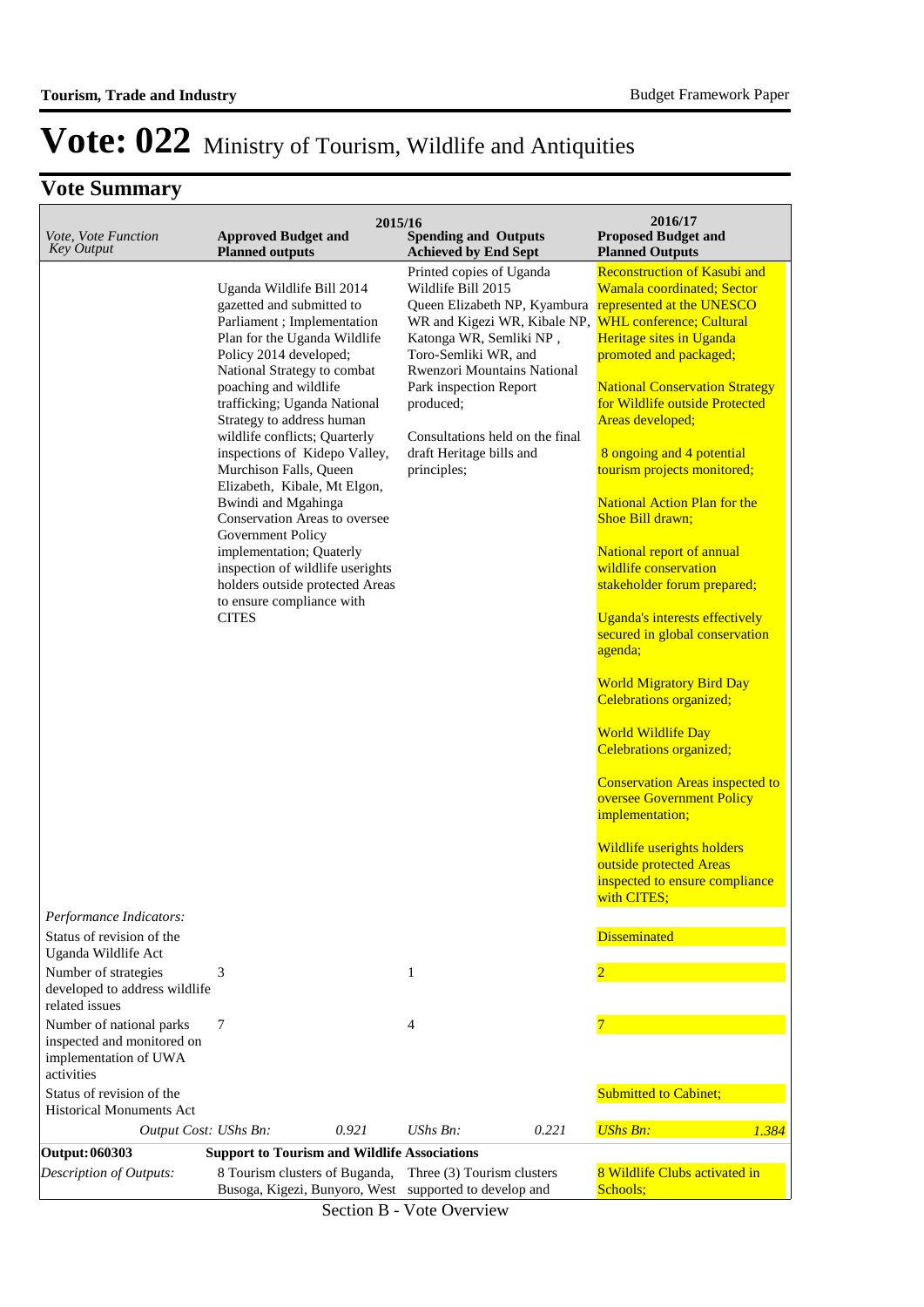# Vote: 022 Ministry of Tourism, Wildlife and Antiquities

## Vote Summary

| *Vote, Vote Function Key Output* | 2015/16 **Approved Budget and Planned outputs** | | 2015/16 **Spending and Outputs Achieved by End Sept** | | 2016/17 **Proposed Budget and Planned Outputs** | |
|---|---|---|---|---|---|---|
| | Uganda Wildlife Bill 2014 gazetted and submitted to Parliament ; Implementation Plan for the Uganda Wildlife Policy 2014 developed; National Strategy to combat poaching and wildlife trafficking; Uganda National Strategy to address human wildlife conflicts; Quarterly inspections of Kidepo Valley, Murchison Falls, Queen Elizabeth, Kibale, Mt Elgon, Bwindi and Mgahinga Conservation Areas to oversee Government Policy implementation; Quaterly inspection of wildlife userights holders outside protected Areas to ensure compliance with CITES | | Printed copies of Uganda Wildlife Bill 2015 Queen Elizabeth NP, Kyambura WR and Kigezi WR, Kibale NP, Katonga WR, Semliki NP , Toro-Semliki WR, and Rwenzori Mountains National Park inspection Report produced; Consultations held on the final draft Heritage bills and principles; | | Reconstruction of Kasubi and Wamala coordinated; Sector represented at the UNESCO WHL conference; Cultural Heritage sites in Uganda promoted and packaged; National Conservation Strategy for Wildlife outside Protected Areas developed; 8 ongoing and 4 potential tourism projects monitored; National Action Plan for the Shoe Bill drawn; National report of annual wildlife conservation stakeholder forum prepared; Uganda's interests effectively secured in global conservation agenda; World Migratory Bird Day Celebrations organized; World Wildlife Day Celebrations organized; Conservation Areas inspected to oversee Government Policy implementation; Wildlife userights holders outside protected Areas inspected to ensure compliance with CITES; | |
| *Performance Indicators:* | | | | | | |
| Status of revision of the Uganda Wildlife Act | | | | | Disseminated | |
| Number of strategies developed to address wildlife related issues | 3 | | 1 | | 2 | |
| Number of national parks inspected and monitored on implementation of UWA activities | 7 | | 4 | | 7 | |
| Status of revision of the Historical Monuments Act | | | | | Submitted to Cabinet; | |
| *Output Cost:* | *UShs Bn:* | *0.921* | *UShs Bn:* | *0.221* | *UShs Bn:* | *1.384* |
| **Output: 060303** | **Support to Tourism and Wildlife Associations** | | | | | |
| *Description of Outputs:* | 8 Tourism clusters of Buganda, Busoga, Kigezi, Bunyoro, West | | Three (3) Tourism clusters supported to develop and | | 8 Wildlife Clubs activated in Schools; | |

Section B - Vote Overview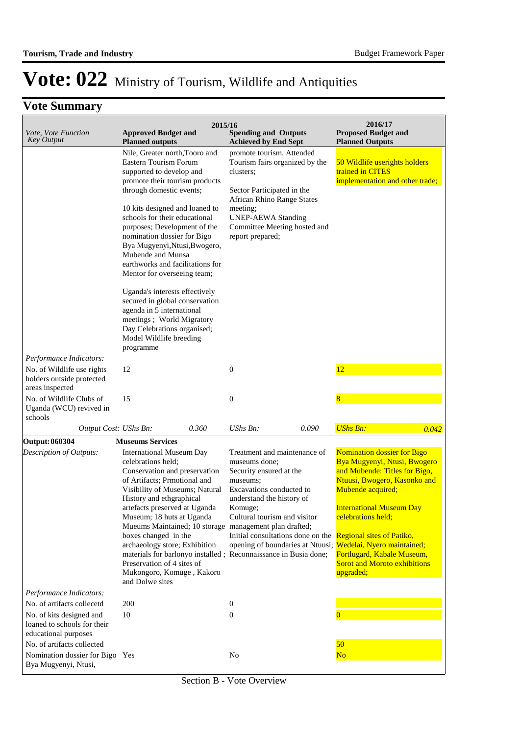# Vote: 022 Ministry of Tourism, Wildlife and Antiquities

## Vote Summary

| Vote, Vote Function Key Output | 2015/16 Approved Budget and Planned outputs | 2015/16 Spending and Outputs Achieved by End Sept | 2016/17 Proposed Budget and Planned Outputs |
|---|---|---|---|
| | Nile, Greater north,Tooro and Eastern Tourism Forum supported to develop and promote their tourism products through domestic events;<br><br>10 kits designed and loaned to schools for their educational purposes; Development of the nomination dossier for Bigo Bya Mugyenyi,Ntusi,Bwogero, Mubende and Munsa earthworks and facilitations for Mentor for overseeing team;<br><br>Uganda's interests effectively secured in global conservation agenda in 5 international meetings ; World Migratory Day Celebrations organised; Model Wildlife breeding programme | promote tourism. Attended Tourism fairs organized by the clusters;<br><br>Sector Participated in the African Rhino Range States meeting;<br>UNEP-AEWA Standing Committee Meeting hosted and report prepared; | 50 Wildlife userights holders trained in CITES implementation and other trade; |
| *Performance Indicators:* | | | |
| No. of Wildlife use rights holders outside protected areas inspected | 12 | 0 | 12 |
| No. of Wildlife Clubs of Uganda (WCU) revived in schools | 15 | 0 | 8 |
| *Output Cost:* | *UShs Bn:* 0.360 | *UShs Bn:* 0.090 | *UShs Bn:* 0.042 |
| **Output: 060304** | **Museums Services** | | |
| *Description of Outputs:* | International Museum Day celebrations held;<br>Conservation and preservation of Artifacts; Prmotional and Visibility of Museums; Natural History and ethgraphical artefacts preserved at Uganda Museum; 18 huts at Uganda Mueums Maintained; 10 storage boxes changed in the archaeology store; Exhibition materials for barlonyo installed ; Preservation of 4 sites of Mukongoro, Komuge , Kakoro and Dolwe sites | Treatment and maintenance of museums done;<br>Security ensured at the museums;<br>Excavations conducted to understand the history of Komuge;<br>Cultural tourism and visitor management plan drafted;<br>Initial consultations done on the opening of boundaries at Ntusi;<br>Reconnaissance in Busia done; | Nomination dossier for Bigo Bya Mugyenyi, Ntusi, Bwogero and Mubende: Titles for Bigo, Ntuusi, Bwogero, Kasonko and Mubende acquired;<br><br>International Museum Day celebrations held;<br><br>Regional sites of Patiko, Wedelai, Nyero maintained; Fortlugard, Kabale Museum, Sorot and Moroto exhibitions upgraded; |
| *Performance Indicators:* | | | |
| No. of artifacts collecetd | 200 | 0 | |
| No. of kits designed and loaned to schools for their educational purposes | 10 | 0 | 0 |
| No. of artifacts collected | | | 50 |
| Nomination dossier for Bigo Bya Mugyenyi, Ntusi, | Yes | No | No |

Section B - Vote Overview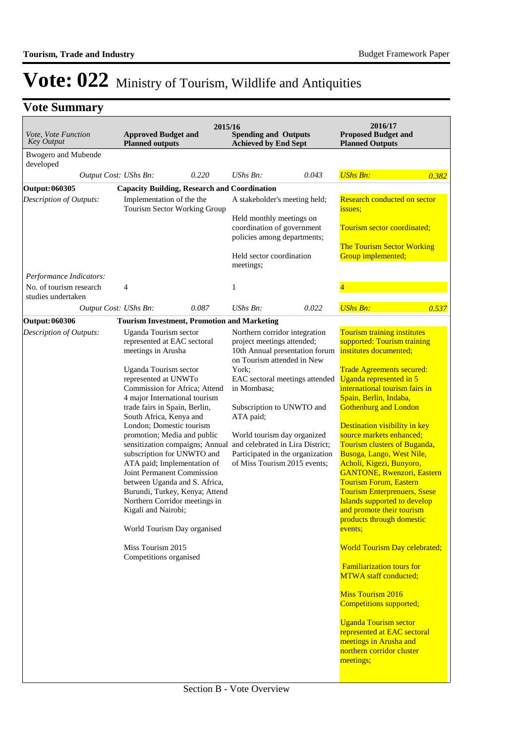# Vote: 022 Ministry of Tourism, Wildlife and Antiquities

## Vote Summary

| *Vote, Vote Function Key Output* | 2015/16 **Approved Budget and Planned outputs** | | 2015/16 **Spending and Outputs Achieved by End Sept** | | **2016/17 Proposed Budget and Planned Outputs** | |
|---|---|---|---|---|---|---|
| Bwogero and Mubende developed | | | | | | |
| *Output Cost: UShs Bn:* | | *0.220* | *UShs Bn:* | *0.043* | *UShs Bn:* | *0.382* |
| **Output: 060305** | **Capacity Building, Research and Coordination** | | | | | |
| *Description of Outputs:* | Implementation of the the Tourism Sector Working Group | | A stakeholder's meeting held;<br><br>Held monthly meetings on coordination of government policies among departments;<br><br>Held sector coordination meetings; | | Research conducted on sector issues;<br><br>Tourism sector coordinated;<br><br>The Tourism Sector Working Group implemented; | |
| *Performance Indicators:* | | | | | | |
| No. of tourism research studies undertaken | 4 | | 1 | | 4 | |
| *Output Cost: UShs Bn:* | | *0.087* | *UShs Bn:* | *0.022* | *UShs Bn:* | *0.537* |
| **Output: 060306** | **Tourism Investment, Promotion and Marketing** | | | | | |
| *Description of Outputs:* | Uganda Tourism sector represented at EAC sectoral meetings in Arusha<br><br>Uganda Tourism sector represented at UNWTo Commission for Africa; Attend 4 major International tourism trade fairs in Spain, Berlin, South Africa, Kenya and London; Domestic tourism promotion; Media and public sensitization compaigns; Annual subscription for UNWTO and ATA paid; Implementation of Joint Permanent Commission between Uganda and S. Africa, Burundi, Turkey, Kenya; Attend Northern Corridor meetings in Kigali and Nairobi;<br><br>World Tourism Day organised<br><br>Miss Tourism 2015 Competitions organised | | Northern corridor integration project meetings attended;<br>10th Annual presentation forum on Tourism attended in New York;<br>EAC sectoral meetings attended in Mombasa;<br><br>Subscription to UNWTO and ATA paid;<br><br>World tourism day organized and celebrated in Lira District;<br>Participated in the organization of Miss Tourism 2015 events; | | Tourism training institutes supported: Tourism training institutes documented;<br><br>Trade Agreements secured: Uganda represented in 5 international tourism fairs in Spain, Berlin, Indaba, Gothenburg and London<br><br>Destination visibility in key source markets enhanced; Tourism clusters of Buganda, Busoga, Lango, West Nile, Acholi, Kigezi, Bunyoro, GANTONE, Rwenzori, Eastern Tourism Forum, Eastern Tourism Enterpreneurs, Ssese Islands supported to develop and promote their tourism products through domestic events;<br><br>World Tourism Day celebrated;<br><br>Familiarization tours for MTWA staff conducted;<br><br>Miss Tourism 2016 Competitions supported;<br><br>Uganda Tourism sector represented at EAC sectoral meetings in Arusha and northern corridor cluster meetings; | |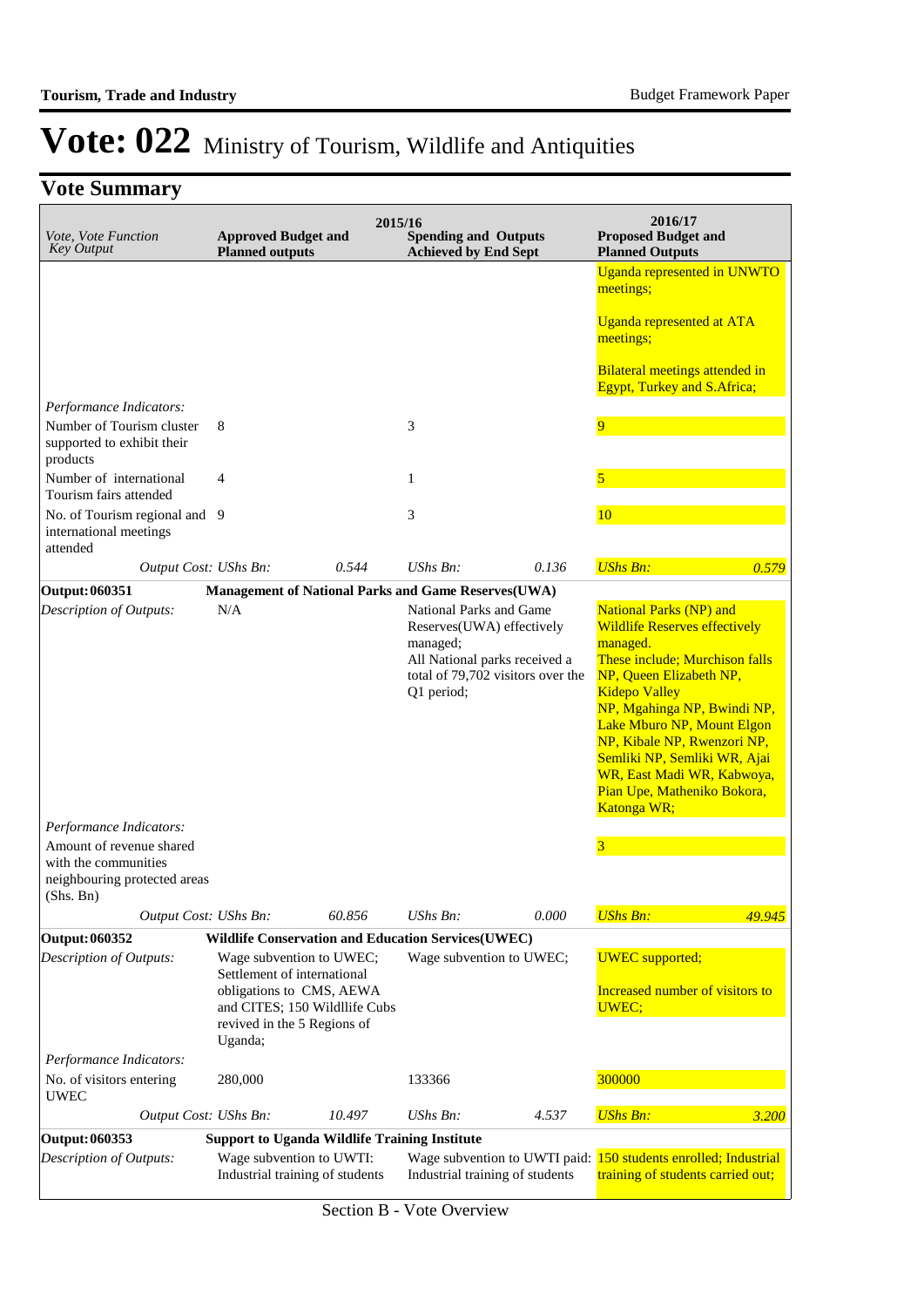# Vote: 022 Ministry of Tourism, Wildlife and Antiquities

## Vote Summary

| *Vote, Vote Function Key Output* | **2015/16 Approved Budget and Planned outputs** | | **2015/16 Spending and Outputs Achieved by End Sept** | | **2016/17 Proposed Budget and Planned Outputs** | |
|---|---|---|---|---|---|---|
| | | | | | Uganda represented in UNWTO meetings;<br><br>Uganda represented at ATA meetings;<br><br>Bilateral meetings attended in Egypt, Turkey and S.Africa; | |
| *Performance Indicators:* | | | | | | |
| Number of Tourism cluster supported to exhibit their products | 8 | | 3 | | 9 | |
| Number of international Tourism fairs attended | 4 | | 1 | | 5 | |
| No. of Tourism regional and international meetings attended | 9 | | 3 | | 10 | |
| *Output Cost: UShs Bn:* | | *0.544* | *UShs Bn:* | *0.136* | *UShs Bn:* | *0.579* |
| **Output: 060351** | **Management of National Parks and Game Reserves(UWA)** | | | | | |
| *Description of Outputs:* | N/A | | National Parks and Game Reserves(UWA) effectively managed;<br>All National parks received a total of 79,702 visitors over the Q1 period; | | National Parks (NP) and Wildlife Reserves effectively managed.<br>These include; Murchison falls NP, Queen Elizabeth NP, Kidepo Valley NP, Mgahinga NP, Bwindi NP, Lake Mburo NP, Mount Elgon NP, Kibale NP, Rwenzori NP, Semliki NP, Semliki WR, Ajai WR, East Madi WR, Kabwoya, Pian Upe, Matheniko Bokora, Katonga WR; | |
| *Performance Indicators:* | | | | | | |
| Amount of revenue shared with the communities neighbouring protected areas (Shs. Bn) | | | | | 3 | |
| *Output Cost: UShs Bn:* | | *60.856* | *UShs Bn:* | *0.000* | *UShs Bn:* | *49.945* |
| **Output: 060352** | **Wildlife Conservation and Education Services(UWEC)** | | | | | |
| *Description of Outputs:* | Wage subvention to UWEC; Settlement of international obligations to CMS, AEWA and CITES; 150 Wildllife Cubs revived in the 5 Regions of Uganda; | | Wage subvention to UWEC; | | UWEC supported;<br><br>Increased number of visitors to UWEC; | |
| *Performance Indicators:* | | | | | | |
| No. of visitors entering UWEC | 280,000 | | 133366 | | 300000 | |
| *Output Cost: UShs Bn:* | | *10.497* | *UShs Bn:* | *4.537* | *UShs Bn:* | *3.200* |
| **Output: 060353** | **Support to Uganda Wildlife Training Institute** | | | | | |
| *Description of Outputs:* | Wage subvention to UWTI: Industrial training of students | | Wage subvention to UWTI paid: Industrial training of students | | 150 students enrolled; Industrial training of students carried out; | |

Section B - Vote Overview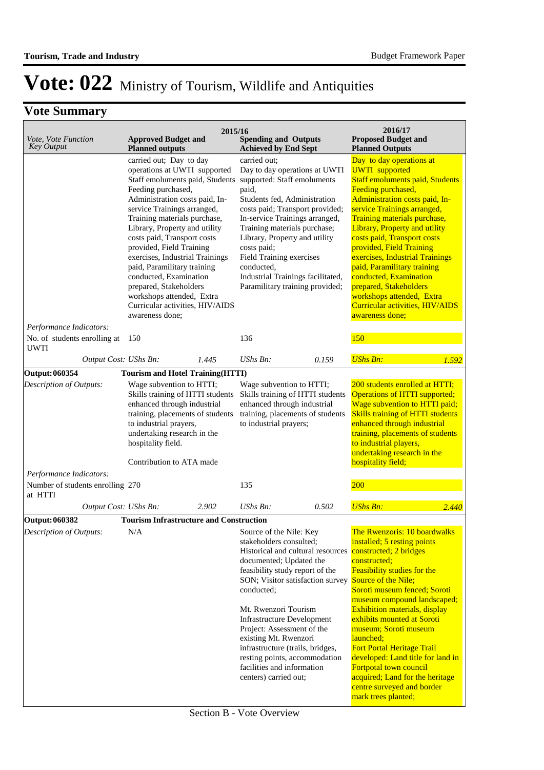# Vote: 022 Ministry of Tourism, Wildlife and Antiquities

## Vote Summary

| Vote, Vote Function Key Output | 2015/16 Approved Budget and Planned outputs | 2015/16 Spending and Outputs Achieved by End Sept | 2016/17 Proposed Budget and Planned Outputs |
|---|---|---|---|
| | carried out; Day to day operations at UWTI supported Staff emoluments paid, Students Feeding purchased, Administration costs paid, In-service Trainings arranged, Training materials purchase, Library, Property and utility costs paid, Transport costs provided, Field Training exercises, Industrial Trainings paid, Paramilitary training conducted, Examination prepared, Stakeholders workshops attended, Extra Curricular activities, HIV/AIDS awareness done; | carried out; Day to day operations at UWTI supported: Staff emoluments paid, Students fed, Administration costs paid; Transport provided; In-service Trainings arranged, Training materials purchase; Library, Property and utility costs paid; Field Training exercises conducted, Industrial Trainings facilitated, Paramilitary training provided; | Day to day operations at UWTI supported Staff emoluments paid, Students Feeding purchased, Administration costs paid, In-service Trainings arranged, Training materials purchase, Library, Property and utility costs paid, Transport costs provided, Field Training exercises, Industrial Trainings paid, Paramilitary training conducted, Examination prepared, Stakeholders workshops attended, Extra Curricular activities, HIV/AIDS awareness done; |
| *Performance Indicators:* | | | |
| No. of students enrolling at UWTI | 150 | 136 | 150 |
| *Output Cost:* | *UShs Bn:* 1.445 | *UShs Bn:* 0.159 | *UShs Bn:* 1.592 |
| **Output: 060354** | **Tourism and Hotel Training(HTTI)** | | |
| *Description of Outputs:* | Wage subvention to HTTI; Skills training of HTTI students enhanced through industrial training, placements of students to industrial prayers, undertaking research in the hospitality field.<br><br>Contribution to ATA made | Wage subvention to HTTI; Skills training of HTTI students enhanced through industrial training, placements of students to industrial prayers; | 200 students enrolled at HTTI; Operations of HTTI supported; Wage subvention to HTTI paid; Skills training of HTTI students enhanced through industrial training, placements of students to industrial players, undertaking research in the hospitality field; |
| *Performance Indicators:* | | | |
| Number of students enrolling at HTTI | 270 | 135 | 200 |
| *Output Cost:* | *UShs Bn:* 2.902 | *UShs Bn:* 0.502 | *UShs Bn:* 2.440 |
| **Output: 060382** | **Tourism Infrastructure and Construction** | | |
| *Description of Outputs:* | N/A | Source of the Nile: Key stakeholders consulted; Historical and cultural resources documented; Updated the feasibility study report of the SON; Visitor satisfaction survey conducted;<br><br>Mt. Rwenzori Tourism Infrastructure Development Project: Assessment of the existing Mt. Rwenzori infrastructure (trails, bridges, resting points, accommodation facilities and information centers) carried out; | The Rwenzoris: 10 boardwalks installed; 5 resting points constructed; 2 bridges constructed;<br>Feasibility studies for the Source of the Nile;<br>Soroti museum fenced; Soroti museum compound landscaped; Exhibition materials, display exhibits mounted at Soroti museum; Soroti museum launched;<br>Fort Portal Heritage Trail developed: Land title for land in Fortpotal town council acquired; Land for the heritage centre surveyed and border mark trees planted; |

Section B - Vote Overview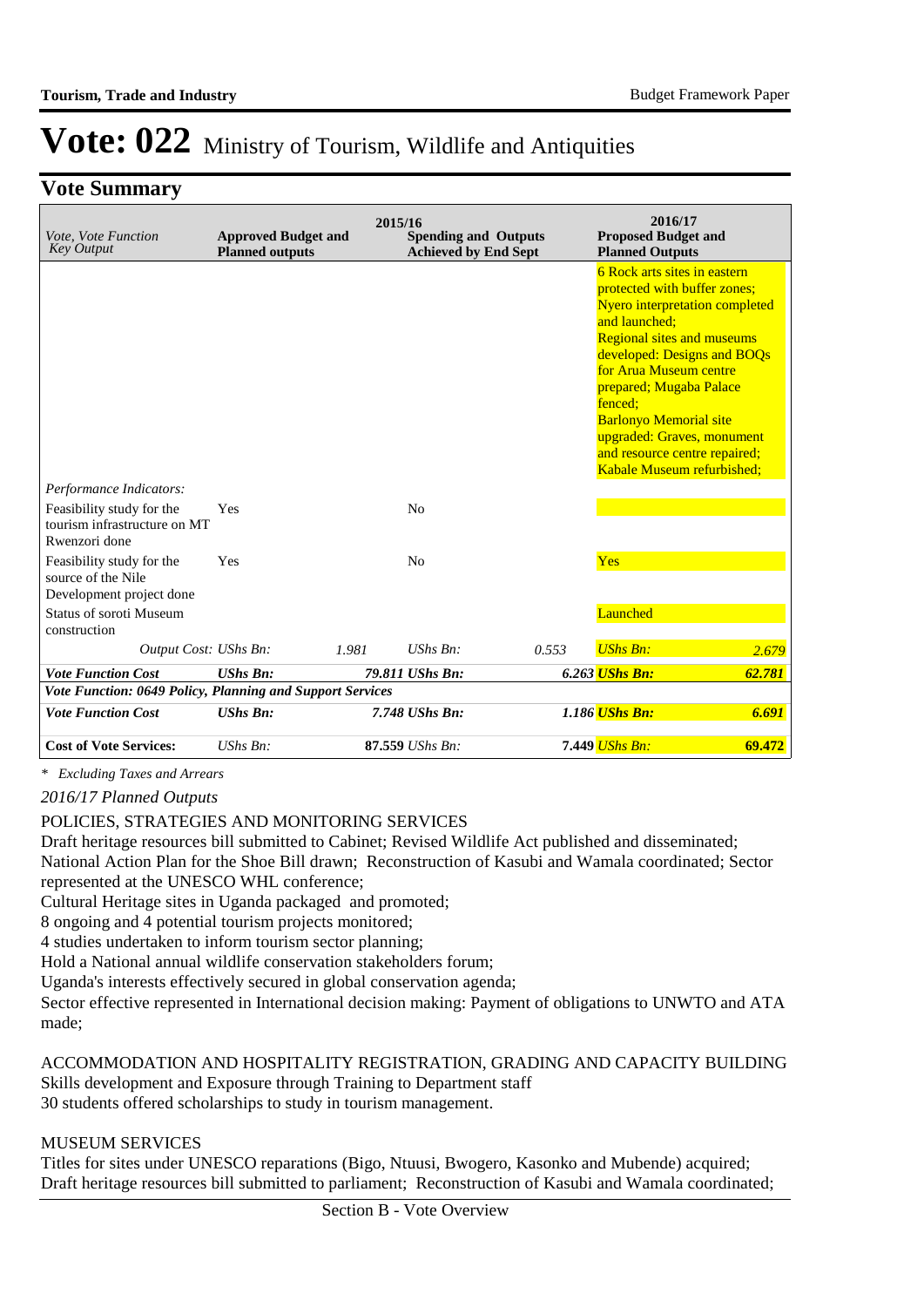# Vote: 022 Ministry of Tourism, Wildlife and Antiquities

## Vote Summary

| *Vote, Vote Function Key Output* | 2015/16 **Approved Budget and Planned outputs** | | **Spending and Outputs Achieved by End Sept** | | 2016/17 **Proposed Budget and Planned Outputs** | |
|---|---|---|---|---|---|---|
| | | | | | 6 Rock arts sites in eastern protected with buffer zones; Nyero interpretation completed and launched; Regional sites and museums developed: Designs and BOQs for Arua Museum centre prepared; Mugaba Palace fenced; Barlonyo Memorial site upgraded: Graves, monument and resource centre repaired; Kabale Museum refurbished; | |
| *Performance Indicators:* | | | | | | |
| Feasibility study for the tourism infrastructure on MT Rwenzori done | Yes | | No | | | |
| Feasibility study for the source of the Nile Development project done | Yes | | No | | Yes | |
| Status of soroti Museum construction | | | | | Launched | |
| *Output Cost:* | *UShs Bn:* | *1.981* | *UShs Bn:* | *0.553* | *UShs Bn:* | *2.679* |
| ***Vote Function Cost*** | ***UShs Bn:*** | ***79.811*** | ***UShs Bn:*** | ***6.263*** | ***UShs Bn:*** | ***62.781*** |
| ***Vote Function: 0649 Policy, Planning and Support Services*** | | | | | | |
| ***Vote Function Cost*** | ***UShs Bn:*** | ***7.748*** | ***UShs Bn:*** | ***1.186*** | ***UShs Bn:*** | ***6.691*** |
| **Cost of Vote Services:** | *UShs Bn:* | **87.559** | *UShs Bn:* | **7.449** | *UShs Bn:* | **69.472** |

*\* Excluding Taxes and Arrears*

*2016/17 Planned Outputs*

POLICIES, STRATEGIES AND MONITORING SERVICES

Draft heritage resources bill submitted to Cabinet; Revised Wildlife Act published and disseminated; National Action Plan for the Shoe Bill drawn; Reconstruction of Kasubi and Wamala coordinated; Sector represented at the UNESCO WHL conference;
Cultural Heritage sites in Uganda packaged and promoted;
8 ongoing and 4 potential tourism projects monitored;
4 studies undertaken to inform tourism sector planning;
Hold a National annual wildlife conservation stakeholders forum;
Uganda's interests effectively secured in global conservation agenda;
Sector effective represented in International decision making: Payment of obligations to UNWTO and ATA made;

ACCOMMODATION AND HOSPITALITY REGISTRATION, GRADING AND CAPACITY BUILDING
Skills development and Exposure through Training to Department staff
30 students offered scholarships to study in tourism management.

MUSEUM SERVICES
Titles for sites under UNESCO reparations (Bigo, Ntuusi, Bwogero, Kasonko and Mubende) acquired;
Draft heritage resources bill submitted to parliament; Reconstruction of Kasubi and Wamala coordinated;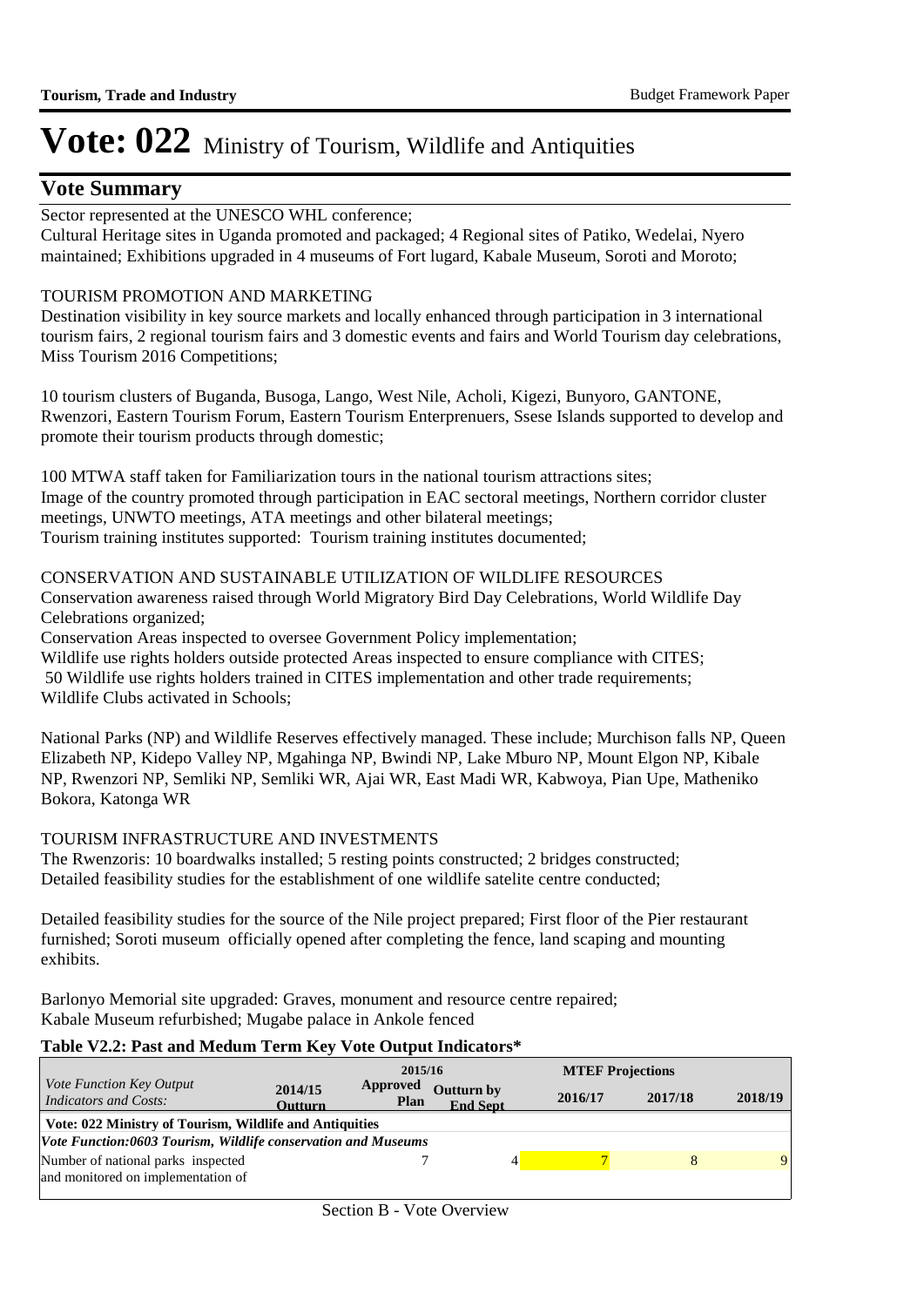# Vote: 022 Ministry of Tourism, Wildlife and Antiquities

## Vote Summary

Sector represented at the UNESCO WHL conference;
Cultural Heritage sites in Uganda promoted and packaged; 4 Regional sites of Patiko, Wedelai, Nyero maintained; Exhibitions upgraded in 4 museums of Fort lugard, Kabale Museum, Soroti and Moroto;

TOURISM PROMOTION AND MARKETING
Destination visibility in key source markets and locally enhanced through participation in 3 international tourism fairs, 2 regional tourism fairs and 3 domestic events and fairs and World Tourism day celebrations, Miss Tourism 2016 Competitions;

10 tourism clusters of Buganda, Busoga, Lango, West Nile, Acholi, Kigezi, Bunyoro, GANTONE, Rwenzori, Eastern Tourism Forum, Eastern Tourism Enterprenuers, Ssese Islands supported to develop and promote their tourism products through domestic;

100 MTWA staff taken for Familiarization tours in the national tourism attractions sites;
Image of the country promoted through participation in EAC sectoral meetings, Northern corridor cluster meetings, UNWTO meetings, ATA meetings and other bilateral meetings;
Tourism training institutes supported: Tourism training institutes documented;

CONSERVATION AND SUSTAINABLE UTILIZATION OF WILDLIFE RESOURCES
Conservation awareness raised through World Migratory Bird Day Celebrations, World Wildlife Day Celebrations organized;
Conservation Areas inspected to oversee Government Policy implementation;
Wildlife use rights holders outside protected Areas inspected to ensure compliance with CITES;
50 Wildlife use rights holders trained in CITES implementation and other trade requirements;
Wildlife Clubs activated in Schools;

National Parks (NP) and Wildlife Reserves effectively managed. These include; Murchison falls NP, Queen Elizabeth NP, Kidepo Valley NP, Mgahinga NP, Bwindi NP, Lake Mburo NP, Mount Elgon NP, Kibale NP, Rwenzori NP, Semliki NP, Semliki WR, Ajai WR, East Madi WR, Kabwoya, Pian Upe, Matheniko Bokora, Katonga WR

TOURISM INFRASTRUCTURE AND INVESTMENTS
The Rwenzoris: 10 boardwalks installed; 5 resting points constructed; 2 bridges constructed;
Detailed feasibility studies for the establishment of one wildlife satelite centre conducted;

Detailed feasibility studies for the source of the Nile project prepared; First floor of the Pier restaurant furnished; Soroti museum officially opened after completing the fence, land scaping and mounting exhibits.

Barlonyo Memorial site upgraded: Graves, monument and resource centre repaired;
Kabale Museum refurbished; Mugabe palace in Ankole fenced

**Table V2.2: Past and Medum Term Key Vote Output Indicators***

| *Vote Function Key Output Indicators and Costs:* | 2014/15 Outturn | 2015/16 Approved Plan | 2015/16 Outturn by End Sept | MTEF Projections 2016/17 | 2017/18 | 2018/19 |
|---|---|---|---|---|---|---|
| **Vote: 022 Ministry of Tourism, Wildlife and Antiquities** | | | | | | |
| ***Vote Function:0603 Tourism, Wildlife conservation and Museums*** | | | | | | |
| Number of national parks inspected and monitored on implementation of | | 7 | 4 | 7 | 8 | 9 |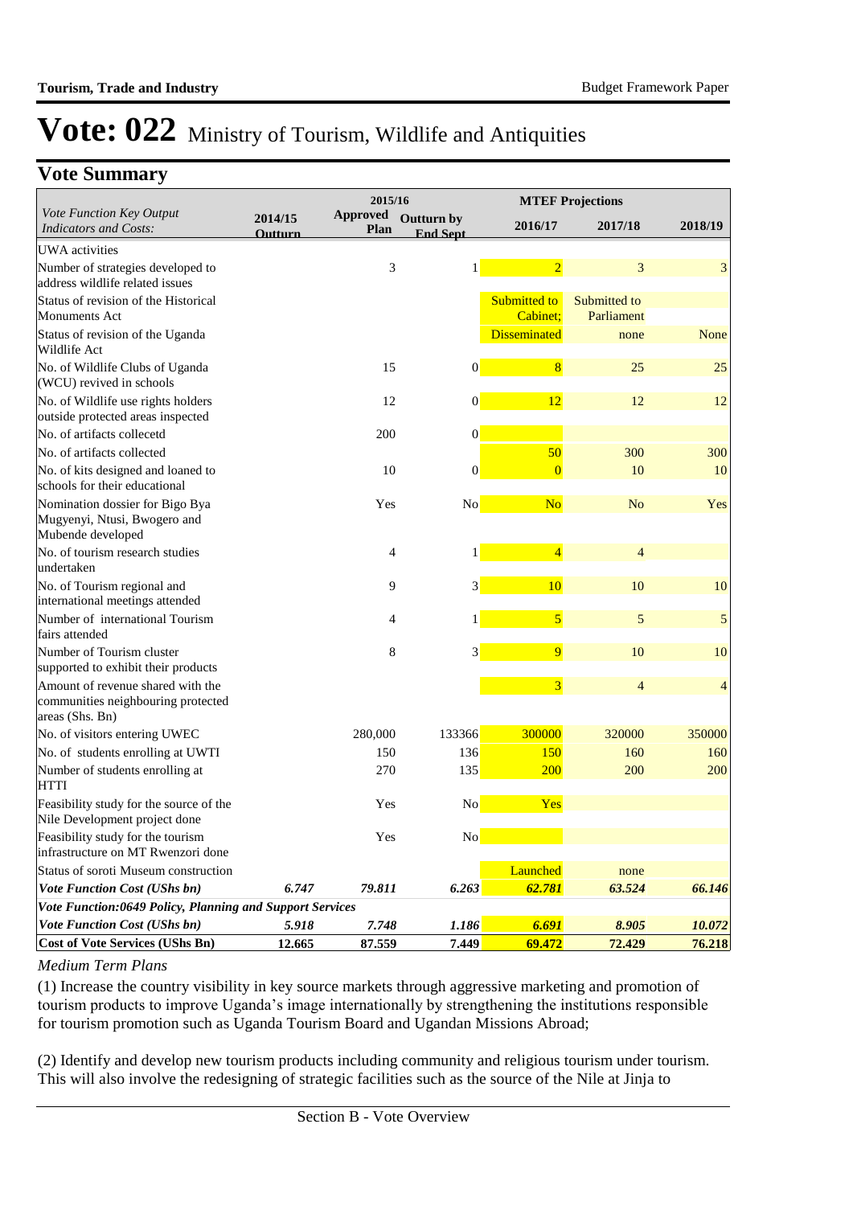# Vote: 022 Ministry of Tourism, Wildlife and Antiquities

## Vote Summary

| Vote Function Key Output Indicators and Costs: | 2014/15 Outturn | 2015/16 Approved Plan | 2015/16 Outturn by End Sept | MTEF Projections 2016/17 | 2017/18 | 2018/19 |
|---|---|---|---|---|---|---|
| UWA activities | | | | | | |
| Number of strategies developed to address wildlife related issues | | 3 | 1 | 2 | 3 | 3 |
| Status of revision of the Historical Monuments Act | | | | Submitted to Cabinet; | Submitted to Parliament | |
| Status of revision of the Uganda Wildlife Act | | | | Disseminated | none | None |
| No. of Wildlife Clubs of Uganda (WCU) revived in schools | | 15 | 0 | 8 | 25 | 25 |
| No. of Wildlife use rights holders outside protected areas inspected | | 12 | 0 | 12 | 12 | 12 |
| No. of artifacts collecetd | | 200 | 0 | | | |
| No. of artifacts collected | | | | 50 | 300 | 300 |
| No. of kits designed and loaned to schools for their educational | | 10 | 0 | 0 | 10 | 10 |
| Nomination dossier for Bigo Bya Mugyenyi, Ntusi, Bwogero and Mubende developed | | Yes | No | No | No | Yes |
| No. of tourism research studies undertaken | | 4 | 1 | 4 | 4 | |
| No. of Tourism regional and international meetings attended | | 9 | 3 | 10 | 10 | 10 |
| Number of international Tourism fairs attended | | 4 | 1 | 5 | 5 | 5 |
| Number of Tourism cluster supported to exhibit their products | | 8 | 3 | 9 | 10 | 10 |
| Amount of revenue shared with the communities neighbouring protected areas (Shs. Bn) | | | | 3 | 4 | 4 |
| No. of visitors entering UWEC | | 280,000 | 133366 | 300000 | 320000 | 350000 |
| No. of students enrolling at UWTI | | 150 | 136 | 150 | 160 | 160 |
| Number of students enrolling at HTTI | | 270 | 135 | 200 | 200 | 200 |
| Feasibility study for the source of the Nile Development project done | | Yes | No | Yes | | |
| Feasibility study for the tourism infrastructure on MT Rwenzori done | | Yes | No | | | |
| Status of soroti Museum construction | | | | Launched | none | |
| *Vote Function Cost (UShs bn)* | *6.747* | *79.811* | *6.263* | *62.781* | *63.524* | *66.146* |
| ***Vote Function:0649 Policy, Planning and Support Services*** | | | | | | |
| *Vote Function Cost (UShs bn)* | *5.918* | *7.748* | *1.186* | *6.691* | *8.905* | *10.072* |
| **Cost of Vote Services (UShs Bn)** | **12.665** | **87.559** | **7.449** | **69.472** | **72.429** | **76.218** |

*Medium Term Plans*

(1) Increase the country visibility in key source markets through aggressive marketing and promotion of tourism products to improve Uganda's image internationally by strengthening the institutions responsible for tourism promotion such as Uganda Tourism Board and Ugandan Missions Abroad;

(2) Identify and develop new tourism products including community and religious tourism under tourism. This will also involve the redesigning of strategic facilities such as the source of the Nile at Jinja to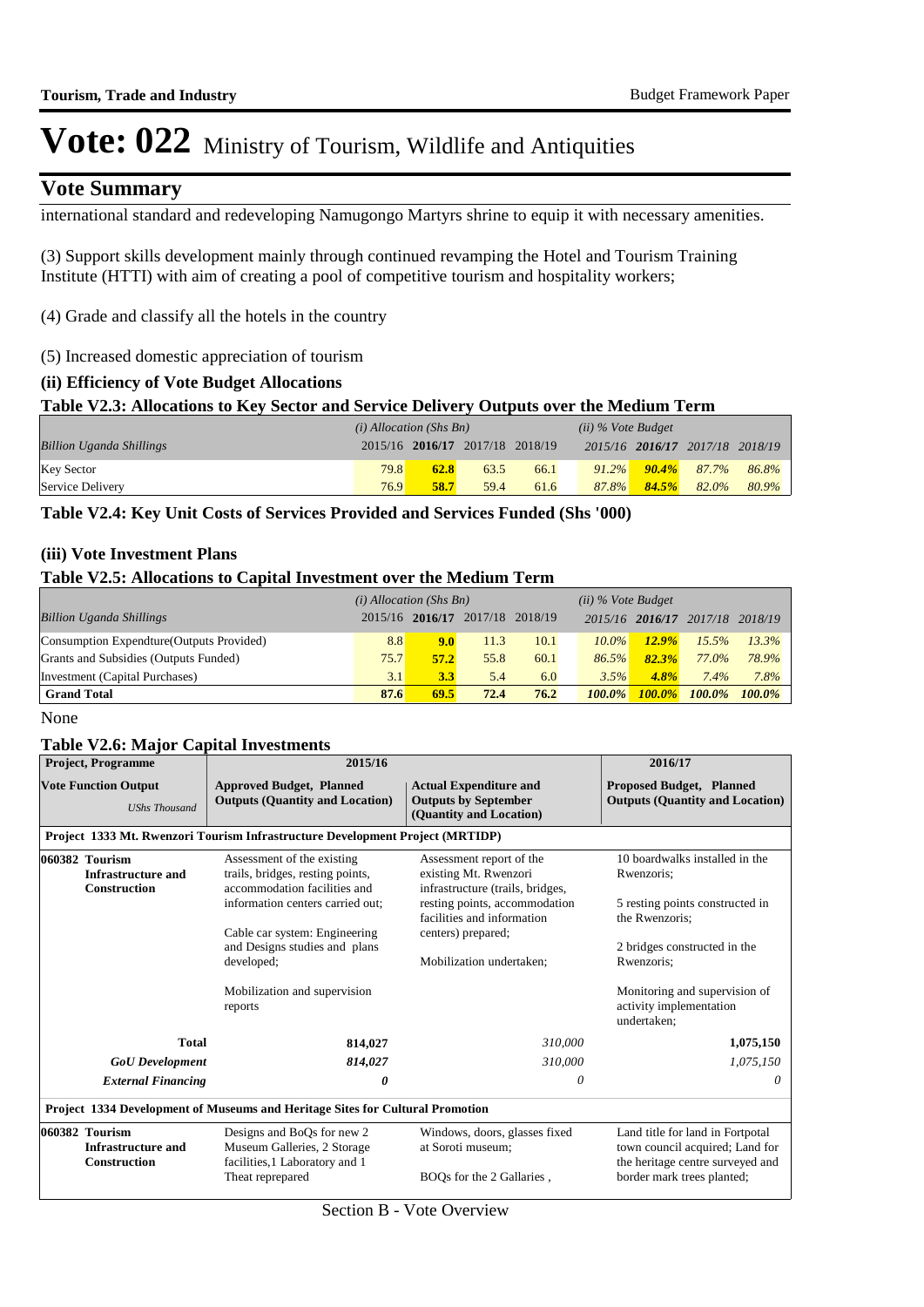# Vote: 022 Ministry of Tourism, Wildlife and Antiquities

## Vote Summary

international standard and redeveloping Namugongo Martyrs shrine to equip it with necessary amenities.

(3) Support skills development mainly through continued revamping the Hotel and Tourism Training Institute (HTTI) with aim of creating a pool of competitive tourism and hospitality workers;

(4) Grade and classify all the hotels in the country

(5) Increased domestic appreciation of tourism

### (ii) Efficiency of Vote Budget Allocations

**Table V2.3: Allocations to Key Sector and Service Delivery Outputs over the Medium Term**

| *Billion Uganda Shillings* | *(i) Allocation (Shs Bn)* 2015/16 | **2016/17** | 2017/18 | 2018/19 | *(ii) % Vote Budget* 2015/16 | **2016/17** | 2017/18 | 2018/19 |
|---|---|---|---|---|---|---|---|---|
| Key Sector | 79.8 | **62.8** | 63.5 | 66.1 | *91.2%* | ***90.4%*** | *87.7%* | *86.8%* |
| Service Delivery | 76.9 | **58.7** | 59.4 | 61.6 | *87.8%* | ***84.5%*** | *82.0%* | *80.9%* |

**Table V2.4: Key Unit Costs of Services Provided and Services Funded (Shs '000)**

### (iii) Vote Investment Plans

**Table V2.5: Allocations to Capital Investment over the Medium Term**

| *Billion Uganda Shillings* | *(i) Allocation (Shs Bn)* 2015/16 | **2016/17** | 2017/18 | 2018/19 | *(ii) % Vote Budget* 2015/16 | **2016/17** | 2017/18 | 2018/19 |
|---|---|---|---|---|---|---|---|---|
| Consumption Expendture(Outputs Provided) | 8.8 | **9.0** | 11.3 | 10.1 | *10.0%* | ***12.9%*** | *15.5%* | *13.3%* |
| Grants and Subsidies (Outputs Funded) | 75.7 | **57.2** | 55.8 | 60.1 | *86.5%* | ***82.3%*** | *77.0%* | *78.9%* |
| Investment (Capital Purchases) | 3.1 | **3.3** | 5.4 | 6.0 | *3.5%* | ***4.8%*** | *7.4%* | *7.8%* |
| **Grand Total** | **87.6** | **69.5** | **72.4** | **76.2** | ***100.0%*** | ***100.0%*** | ***100.0%*** | ***100.0%*** |

None

**Table V2.6: Major Capital Investments**

| **Project, Programme** / **Vote Function Output** *UShs Thousand* | **2015/16** Approved Budget, Planned Outputs (Quantity and Location) | **2015/16** Actual Expenditure and Outputs by September (Quantity and Location) | **2016/17** Proposed Budget, Planned Outputs (Quantity and Location) |
|---|---|---|---|
| **Project 1333 Mt. Rwenzori Tourism Infrastructure Development Project (MRTIDP)** | | | |
| **060382 Tourism Infrastructure and Construction** | Assessment of the existing trails, bridges, resting points, accommodation facilities and information centers carried out;<br><br>Cable car system: Engineering and Designs studies and plans developed;<br><br>Mobilization and supervision reports | Assessment report of the existing Mt. Rwenzori infrastructure (trails, bridges, resting points, accommodation facilities and information centers) prepared;<br><br>Mobilization undertaken; | 10 boardwalks installed in the Rwenzoris;<br><br>5 resting points constructed in the Rwenzoris;<br><br>2 bridges constructed in the Rwenzoris;<br><br>Monitoring and supervision of activity implementation undertaken; |
| **Total** | **814,027** | *310,000* | **1,075,150** |
| ***GoU Development*** | ***814,027*** | *310,000* | *1,075,150* |
| ***External Financing*** | ***0*** | *0* | *0* |
| **Project 1334 Development of Museums and Heritage Sites for Cultural Promotion** | | | |
| **060382 Tourism Infrastructure and Construction** | Designs and BoQs for new 2 Museum Galleries, 2 Storage facilities,1 Laboratory and 1 Theat reprepared | Windows, doors, glasses fixed at Soroti museum;<br><br>BOQs for the 2 Gallaries , | Land title for land in Fortpotal town council acquired; Land for the heritage centre surveyed and border mark trees planted; |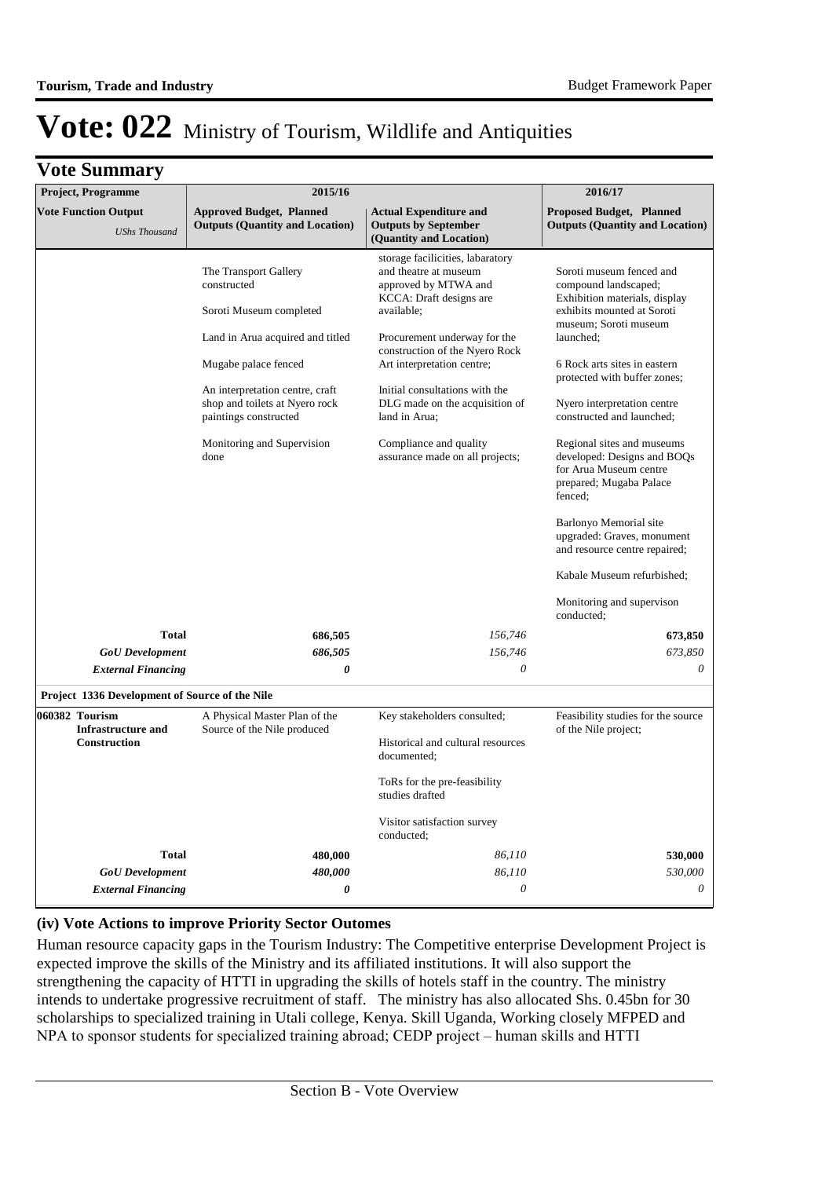# Vote: 022 Ministry of Tourism, Wildlife and Antiquities

## Vote Summary

| Project, Programme | 2015/16 | | 2016/17 |
|---|---|---|---|
| **Vote Function Output** *UShs Thousand* | **Approved Budget, Planned Outputs (Quantity and Location)** | **Actual Expenditure and Outputs by September (Quantity and Location)** | **Proposed Budget, Planned Outputs (Quantity and Location)** |
| | The Transport Gallery constructed<br><br>Soroti Museum completed<br><br>Land in Arua acquired and titled<br><br>Mugabe palace fenced<br><br>An interpretation centre, craft shop and toilets at Nyero rock paintings constructed<br><br>Monitoring and Supervision done | storage facilicities, labaratory and theatre at museum approved by MTWA and KCCA: Draft designs are available;<br><br>Procurement underway for the construction of the Nyero Rock Art interpretation centre;<br><br>Initial consultations with the DLG made on the acquisition of land in Arua;<br><br>Compliance and quality assurance made on all projects; | Soroti museum fenced and compound landscaped; Exhibition materials, display exhibits mounted at Soroti museum; Soroti museum launched;<br><br>6 Rock arts sites in eastern protected with buffer zones;<br><br>Nyero interpretation centre constructed and launched;<br><br>Regional sites and museums developed: Designs and BOQs for Arua Museum centre prepared; Mugaba Palace fenced;<br><br>Barlonyo Memorial site upgraded: Graves, monument and resource centre repaired;<br><br>Kabale Museum refurbished;<br><br>Monitoring and supervison conducted; |
| **Total** | **686,505** | *156,746* | **673,850** |
| ***GoU Development*** | ***686,505*** | *156,746* | *673,850* |
| ***External Financing*** | ***0*** | *0* | *0* |
| **Project 1336 Development of Source of the Nile** | | | |
| **060382 Tourism Infrastructure and Construction** | A Physical Master Plan of the Source of the Nile produced | Key stakeholders consulted;<br><br>Historical and cultural resources documented;<br><br>ToRs for the pre-feasibility studies drafted<br><br>Visitor satisfaction survey conducted; | Feasibility studies for the source of the Nile project; |
| **Total** | **480,000** | *86,110* | **530,000** |
| ***GoU Development*** | ***480,000*** | *86,110* | *530,000* |
| ***External Financing*** | ***0*** | *0* | *0* |

### (iv) Vote Actions to improve Priority Sector Outomes

Human resource capacity gaps in the Tourism Industry: The Competitive enterprise Development Project is expected improve the skills of the Ministry and its affiliated institutions. It will also support the strengthening the capacity of HTTI in upgrading the skills of hotels staff in the country. The ministry intends to undertake progressive recruitment of staff. The ministry has also allocated Shs. 0.45bn for 30 scholarships to specialized training in Utali college, Kenya. Skill Uganda, Working closely MFPED and NPA to sponsor students for specialized training abroad; CEDP project – human skills and HTTI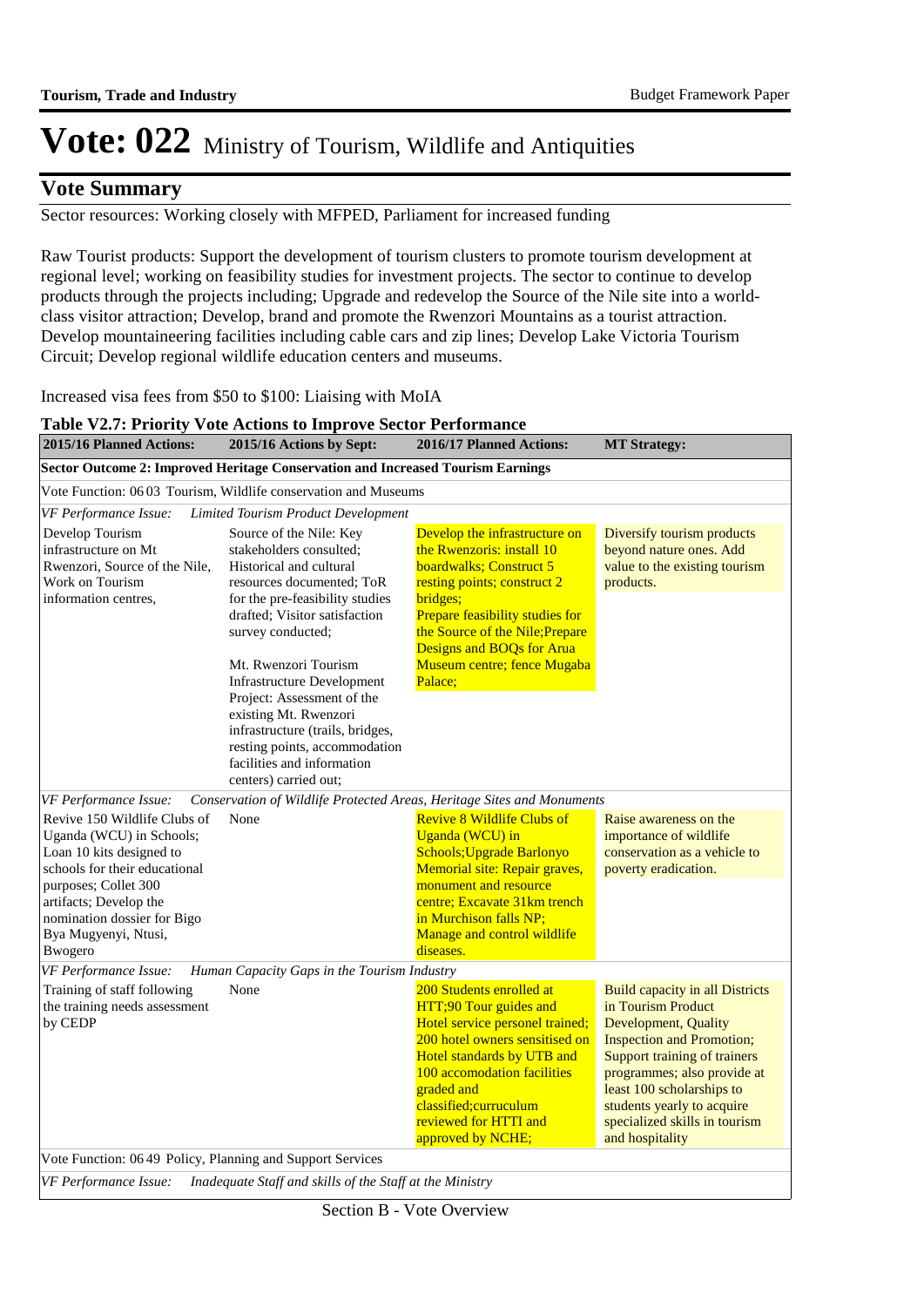# Vote: 022 Ministry of Tourism, Wildlife and Antiquities

## Vote Summary

Sector resources: Working closely with MFPED, Parliament for increased funding

Raw Tourist products: Support the development of tourism clusters to promote tourism development at regional level; working on feasibility studies for investment projects. The sector to continue to develop products through the projects including; Upgrade and redevelop the Source of the Nile site into a world-class visitor attraction; Develop, brand and promote the Rwenzori Mountains as a tourist attraction. Develop mountaineering facilities including cable cars and zip lines; Develop Lake Victoria Tourism Circuit; Develop regional wildlife education centers and museums.

Increased visa fees from $50 to $100: Liaising with MoIA

**Table V2.7: Priority Vote Actions to Improve Sector Performance**

| 2015/16 Planned Actions: | 2015/16 Actions by Sept: | 2016/17 Planned Actions: | MT Strategy: |
|---|---|---|---|
| **Sector Outcome 2: Improved Heritage Conservation and Increased Tourism Earnings** | | | |
| Vote Function: 06 03 Tourism, Wildlife conservation and Museums | | | |
| *VF Performance Issue: Limited Tourism Product Development* | | | |
| Develop Tourism infrastructure on Mt Rwenzori, Source of the Nile, Work on Tourism information centres, | Source of the Nile: Key stakeholders consulted; Historical and cultural resources documented; ToR for the pre-feasibility studies drafted; Visitor satisfaction survey conducted;<br><br>Mt. Rwenzori Tourism Infrastructure Development Project: Assessment of the existing Mt. Rwenzori infrastructure (trails, bridges, resting points, accommodation facilities and information centers) carried out; | Develop the infrastructure on the Rwenzoris: install 10 boardwalks; Construct 5 resting points; construct 2 bridges;<br>Prepare feasibility studies for the Source of the Nile;Prepare Designs and BOQs for Arua Museum centre; fence Mugaba Palace; | Diversify tourism products beyond nature ones. Add value to the existing tourism products. |
| *VF Performance Issue: Conservation of Wildlife Protected Areas, Heritage Sites and Monuments* | | | |
| Revive 150 Wildlife Clubs of Uganda (WCU) in Schools; Loan 10 kits designed to schools for their educational purposes; Collet 300 artifacts; Develop the nomination dossier for Bigo Bya Mugyenyi, Ntusi, Bwogero | None | Revive 8 Wildlife Clubs of Uganda (WCU) in Schools;Upgrade Barlonyo Memorial site: Repair graves, monument and resource centre; Excavate 31km trench in Murchison falls NP; Manage and control wildlife diseases. | Raise awareness on the importance of wildlife conservation as a vehicle to poverty eradication. |
| *VF Performance Issue: Human Capacity Gaps in the Tourism Industry* | | | |
| Training of staff following the training needs assessment by CEDP | None | 200 Students enrolled at HTT;90 Tour guides and Hotel service personel trained; 200 hotel owners sensitised on Hotel standards by UTB and 100 accomodation facilities graded and classified;curruculum reviewed for HTTI and approved by NCHE; | Build capacity in all Districts in Tourism Product Development, Quality Inspection and Promotion; Support training of trainers programmes; also provide at least 100 scholarships to students yearly to acquire specialized skills in tourism and hospitality |
| Vote Function: 06 49 Policy, Planning and Support Services | | | |
| *VF Performance Issue: Inadequate Staff and skills of the Staff at the Ministry* | | | |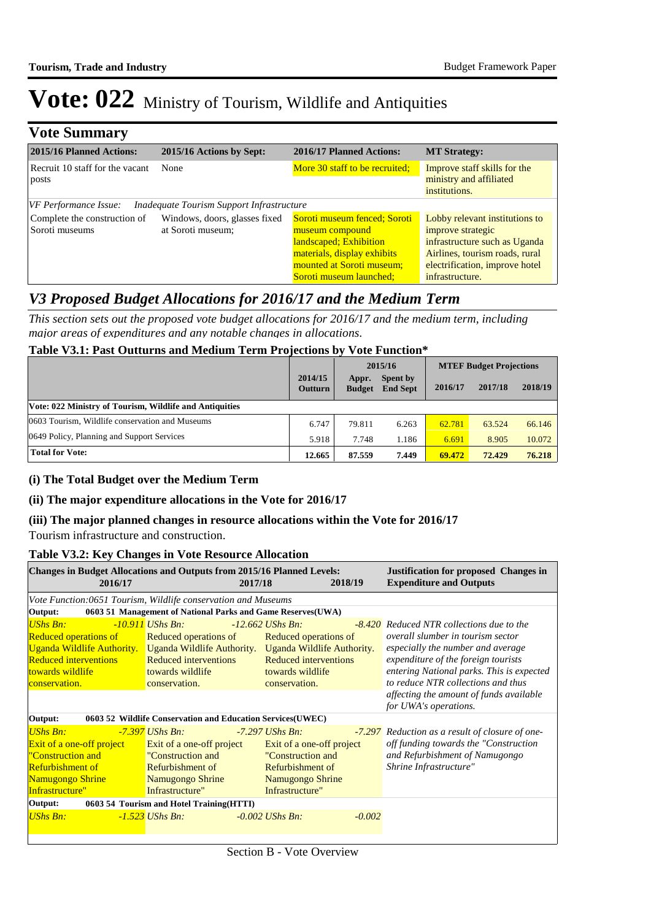# Vote: 022 Ministry of Tourism, Wildlife and Antiquities

## Vote Summary

| 2015/16 Planned Actions: | 2015/16 Actions by Sept: | 2016/17 Planned Actions: | MT Strategy: |
|---|---|---|---|
| Recruit 10 staff for the vacant posts | None | More 30 staff to be recruited; | Improve staff skills for the ministry and affiliated institutions. |
| *VF Performance Issue:* *Inadequate Tourism Support Infrastructure* | | | |
| Complete the construction of Soroti museums | Windows, doors, glasses fixed at Soroti museum; | Soroti museum fenced; Soroti museum compound landscaped; Exhibition materials, display exhibits mounted at Soroti museum; Soroti museum launched; | Lobby relevant institutions to improve strategic infrastructure such as Uganda Airlines, tourism roads, rural electrification, improve hotel infrastructure. |

## *V3 Proposed Budget Allocations for 2016/17 and the Medium Term*

*This section sets out the proposed vote budget allocations for 2016/17 and the medium term, including major areas of expenditures and any notable changes in allocations.*

### Table V3.1: Past Outturns and Medium Term Projections by Vote Function*

| | 2014/15 Outturn | 2015/16 Appr. Budget | 2015/16 Spent by End Sept | MTEF Budget Projections 2016/17 | 2017/18 | 2018/19 |
|---|---|---|---|---|---|---|
| **Vote: 022 Ministry of Tourism, Wildlife and Antiquities** | | | | | | |
| 0603 Tourism, Wildlife conservation and Museums | 6.747 | 79.811 | 6.263 | 62.781 | 63.524 | 66.146 |
| 0649 Policy, Planning and Support Services | 5.918 | 7.748 | 1.186 | 6.691 | 8.905 | 10.072 |
| **Total for Vote:** | **12.665** | **87.559** | **7.449** | **69.472** | **72.429** | **76.218** |

### (i) The Total Budget over the Medium Term

### (ii) The major expenditure allocations in the Vote for 2016/17

### (iii) The major planned changes in resource allocations within the Vote for 2016/17

Tourism infrastructure and construction.

### Table V3.2: Key Changes in Vote Resource Allocation

| Changes in Budget Allocations and Outputs from 2015/16 Planned Levels: 2016/17 | 2017/18 | 2018/19 | Justification for proposed Changes in Expenditure and Outputs |
|---|---|---|---|
| *Vote Function:0651 Tourism, Wildlife conservation and Museums* | | | |
| **Output: 0603 51 Management of National Parks and Game Reserves(UWA)** | | | |
| *UShs Bn: -10.911* Reduced operations of Uganda Wildlife Authority. Reduced interventions towards wildlife conservation. | *UShs Bn: -12.662* Reduced operations of Uganda Wildlife Authority. Reduced interventions towards wildlife conservation. | *UShs Bn: -8.420* Reduced operations of Uganda Wildlife Authority. Reduced interventions towards wildlife conservation. | *Reduced NTR collections due to the overall slumber in tourism sector especially the number and average expenditure of the foreign tourists entering National parks. This is expected to reduce NTR collections and thus affecting the amount of funds available for UWA's operations.* |
| **Output: 0603 52 Wildlife Conservation and Education Services(UWEC)** | | | |
| *UShs Bn: -7.397* Exit of a one-off project "Construction and Refurbishment of Namugongo Shrine Infrastructure" | *UShs Bn: -7.297* Exit of a one-off project "Construction and Refurbishment of Namugongo Shrine Infrastructure" | *UShs Bn: -7.297* Exit of a one-off project "Construction and Refurbishment of Namugongo Shrine Infrastructure" | *Reduction as a result of closure of one-off funding towards the "Construction and Refurbishment of Namugongo Shrine Infrastructure"* |
| **Output: 0603 54 Tourism and Hotel Training(HTTI)** | | | |
| *UShs Bn: -1.523* | *UShs Bn: -0.002* | *UShs Bn: -0.002* | |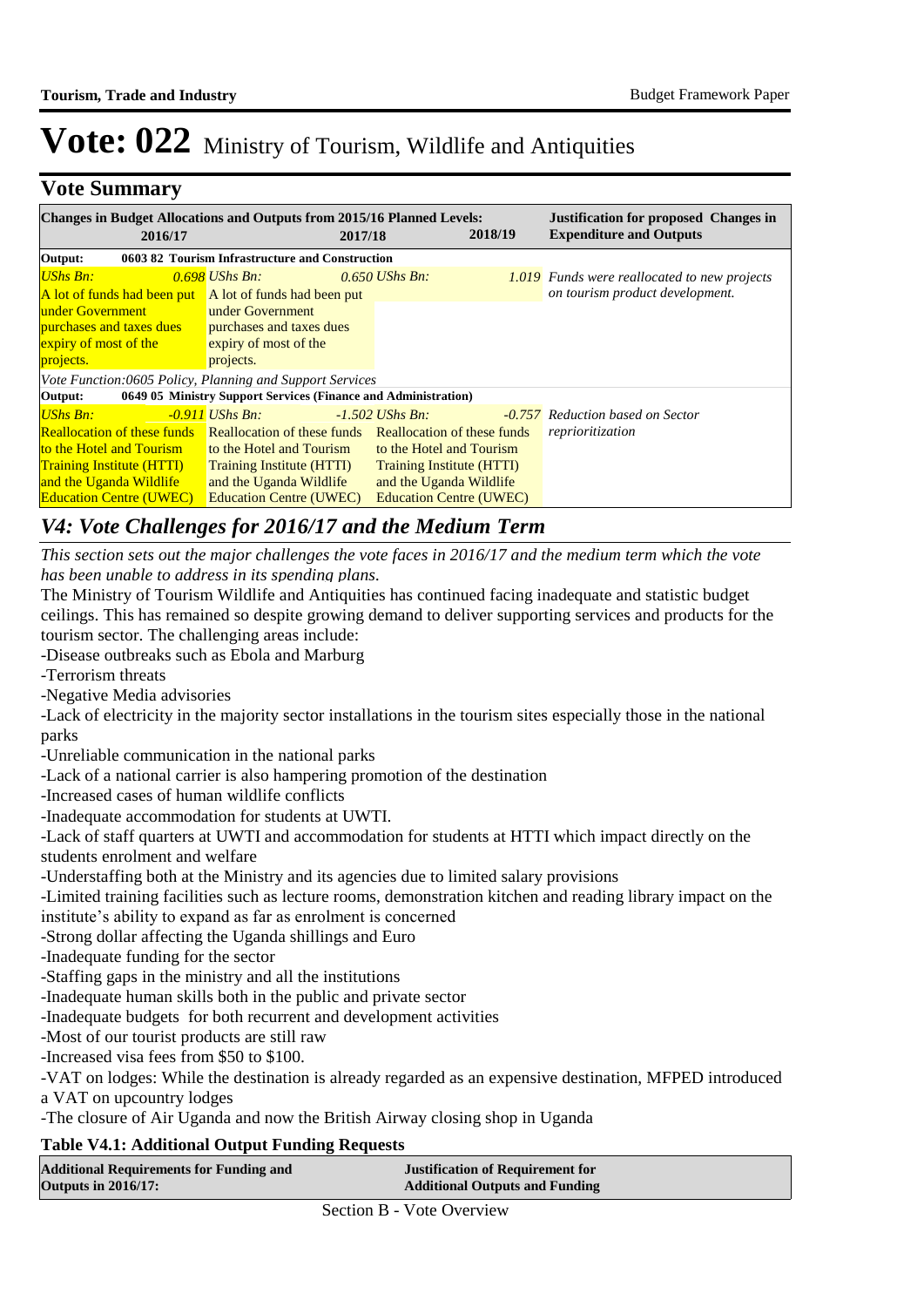# Vote: 022 Ministry of Tourism, Wildlife and Antiquities

## Vote Summary

| Changes in Budget Allocations and Outputs from 2015/16 Planned Levels: 2016/17 | 2017/18 | 2018/19 | Justification for proposed Changes in Expenditure and Outputs |
|---|---|---|---|
| **Output: 0603 82 Tourism Infrastructure and Construction** | | | |
| *UShs Bn:* *0.698* A lot of funds had been put under Government purchases and taxes dues expiry of most of the projects. | *UShs Bn:* *0.650* A lot of funds had been put under Government purchases and taxes dues expiry of most of the projects. | *UShs Bn:* *1.019* | *Funds were reallocated to new projects on tourism product development.* |
| *Vote Function:0605 Policy, Planning and Support Services* | | | |
| **Output: 0649 05 Ministry Support Services (Finance and Administration)** | | | |
| *UShs Bn:* *-0.911* Reallocation of these funds to the Hotel and Tourism Training Institute (HTTI) and the Uganda Wildlife Education Centre (UWEC) | *UShs Bn:* *-1.502* Reallocation of these funds to the Hotel and Tourism Training Institute (HTTI) and the Uganda Wildlife Education Centre (UWEC) | *UShs Bn:* *-0.757* Reallocation of these funds to the Hotel and Tourism Training Institute (HTTI) and the Uganda Wildlife Education Centre (UWEC) | *Reduction based on Sector reprioritization* |

## *V4: Vote Challenges for 2016/17 and the Medium Term*

*This section sets out the major challenges the vote faces in 2016/17 and the medium term which the vote has been unable to address in its spending plans.*

The Ministry of Tourism Wildlife and Antiquities has continued facing inadequate and statistic budget ceilings. This has remained so despite growing demand to deliver supporting services and products for the tourism sector. The challenging areas include:

-Disease outbreaks such as Ebola and Marburg
-Terrorism threats
-Negative Media advisories
-Lack of electricity in the majority sector installations in the tourism sites especially those in the national parks
-Unreliable communication in the national parks
-Lack of a national carrier is also hampering promotion of the destination
-Increased cases of human wildlife conflicts
-Inadequate accommodation for students at UWTI.
-Lack of staff quarters at UWTI and accommodation for students at HTTI which impact directly on the students enrolment and welfare
-Understaffing both at the Ministry and its agencies due to limited salary provisions
-Limited training facilities such as lecture rooms, demonstration kitchen and reading library impact on the institute's ability to expand as far as enrolment is concerned
-Strong dollar affecting the Uganda shillings and Euro
-Inadequate funding for the sector
-Staffing gaps in the ministry and all the institutions
-Inadequate human skills both in the public and private sector
-Inadequate budgets for both recurrent and development activities
-Most of our tourist products are still raw
-Increased visa fees from $50 to $100.
-VAT on lodges: While the destination is already regarded as an expensive destination, MFPED introduced a VAT on upcountry lodges
-The closure of Air Uganda and now the British Airway closing shop in Uganda

### Table V4.1: Additional Output Funding Requests

| Additional Requirements for Funding and Outputs in 2016/17: | Justification of Requirement for Additional Outputs and Funding |
|---|---|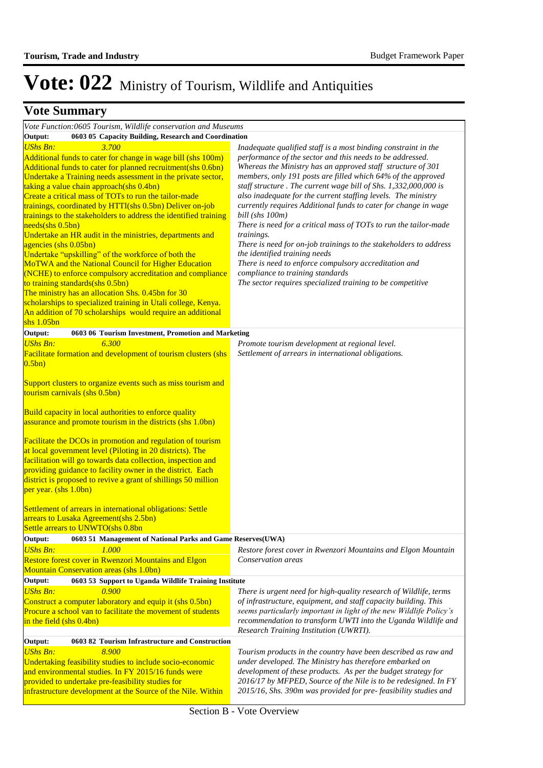# Vote: 022 Ministry of Tourism, Wildlife and Antiquities

## Vote Summary

*Vote Function:0605 Tourism, Wildlife conservation and Museums*

**Output: 0603 05 Capacity Building, Research and Coordination**

| | |
|---|---|
| *UShs Bn: 3.700*<br>Additional funds to cater for change in wage bill (shs 100m)<br>Additional funds to cater for planned recruitment(shs 0.6bn)<br>Undertake a Training needs assessment in the private sector, taking a value chain approach(shs 0.4bn)<br>Create a critical mass of TOTs to run the tailor-made trainings, coordinated by HTTI(shs 0.5bn) Deliver on-job trainings to the stakeholders to address the identified training needs(shs 0.5bn)<br>Undertake an HR audit in the ministries, departments and agencies (shs 0.05bn)<br>Undertake "upskilling" of the workforce of both the MoTWA and the National Council for Higher Education (NCHE) to enforce compulsory accreditation and compliance to training standards(shs 0.5bn)<br>The ministry has an allocation Shs. 0.45bn for 30 scholarships to specialized training in Utali college, Kenya. An addition of 70 scholarships would require an additional shs 1.05bn | *Inadequate qualified staff is a most binding constraint in the performance of the sector and this needs to be addressed. Whereas the Ministry has an approved staff structure of 301 members, only 191 posts are filled which 64% of the approved staff structure . The current wage bill of Shs. 1,332,000,000 is also inadequate for the current staffing levels. The ministry currently requires Additional funds to cater for change in wage bill (shs 100m)*<br>*There is need for a critical mass of TOTs to run the tailor-made trainings.*<br>*There is need for on-job trainings to the stakeholders to address the identified training needs*<br>*There is need to enforce compulsory accreditation and compliance to training standards*<br>*The sector requires specialized training to be competitive* |

**Output: 0603 06 Tourism Investment, Promotion and Marketing**

| | |
|---|---|
| *UShs Bn: 6.300*<br>Facilitate formation and development of tourism clusters (shs 0.5bn)<br><br>Support clusters to organize events such as miss tourism and tourism carnivals (shs 0.5bn)<br><br>Build capacity in local authorities to enforce quality assurance and promote tourism in the districts (shs 1.0bn)<br><br>Facilitate the DCOs in promotion and regulation of tourism at local government level (Piloting in 20 districts). The facilitation will go towards data collection, inspection and providing guidance to facility owner in the district. Each district is proposed to revive a grant of shillings 50 million per year. (shs 1.0bn)<br><br>Settlement of arrears in international obligations: Settle arrears to Lusaka Agreement(shs 2.5bn)<br>Settle arrears to UNWTO(shs 0.8bn | *Promote tourism development at regional level.*<br>*Settlement of arrears in international obligations.* |

**Output: 0603 51 Management of National Parks and Game Reserves(UWA)**

| | |
|---|---|
| *UShs Bn: 1.000*<br>Restore forest cover in Rwenzori Mountains and Elgon Mountain Conservation areas (shs 1.0bn) | *Restore forest cover in Rwenzori Mountains and Elgon Mountain Conservation areas* |

**Output: 0603 53 Support to Uganda Wildlife Training Institute**

| | |
|---|---|
| *UShs Bn: 0.900*<br>Construct a computer laboratory and equip it (shs 0.5bn)<br>Procure a school van to facilitate the movement of students in the field (shs 0.4bn) | *There is urgent need for high-quality research of Wildlife, terms of infrastructure, equipment, and staff capacity building. This seems particularly important in light of the new Wildlife Policy's recommendation to transform UWTI into the Uganda Wildlife and Research Training Institution (UWRTI).* |

**Output: 0603 82 Tourism Infrastructure and Construction**

| | |
|---|---|
| *UShs Bn: 8.900*<br>Undertaking feasibility studies to include socio-economic and environmental studies. In FY 2015/16 funds were provided to undertake pre-feasibility studies for infrastructure development at the Source of the Nile. Within | *Tourism products in the country have been described as raw and under developed. The Ministry has therefore embarked on development of these products. As per the budget strategy for 2016/17 by MFPED, Source of the Nile is to be redesigned. In FY 2015/16, Shs. 390m was provided for pre- feasibility studies and* |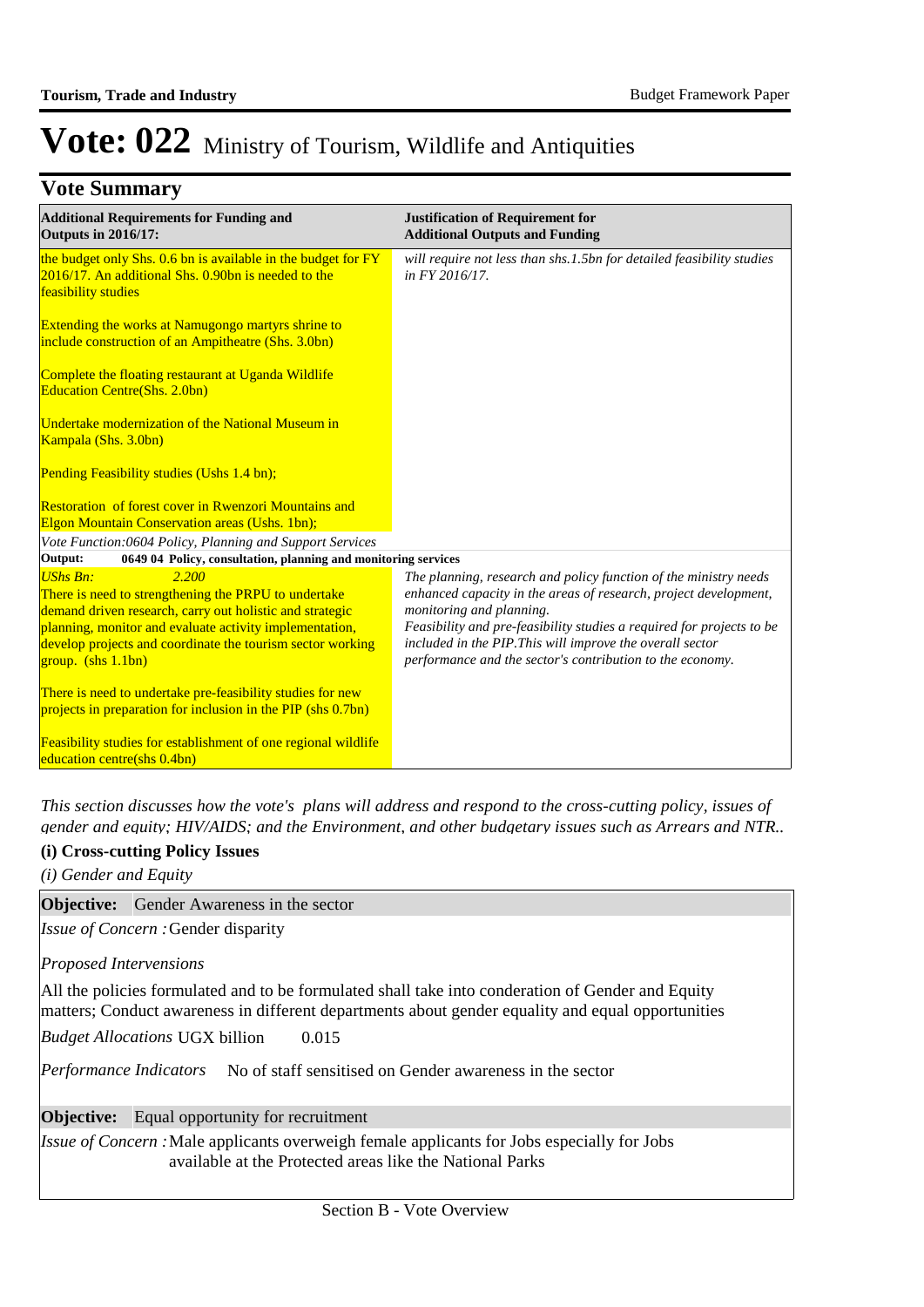# Vote: 022 Ministry of Tourism, Wildlife and Antiquities

## Vote Summary

| **Additional Requirements for Funding and Outputs in 2016/17:** | **Justification of Requirement for Additional Outputs and Funding** |
|---|---|
| the budget only Shs. 0.6 bn is available in the budget for FY 2016/17. An additional Shs. 0.90bn is needed to the feasibility studies<br><br>Extending the works at Namugongo martyrs shrine to include construction of an Ampitheatre (Shs. 3.0bn)<br><br>Complete the floating restaurant at Uganda Wildlife Education Centre(Shs. 2.0bn)<br><br>Undertake modernization of the National Museum in Kampala (Shs. 3.0bn)<br><br>Pending Feasibility studies (Ushs 1.4 bn);<br><br>Restoration of forest cover in Rwenzori Mountains and Elgon Mountain Conservation areas (Ushs. 1bn); | *will require not less than shs.1.5bn for detailed feasibility studies in FY 2016/17.* |
| *Vote Function:0604 Policy, Planning and Support Services* | |
| **Output:** **0649 04 Policy, consultation, planning and monitoring services** | |
| *UShs Bn:* *2.200*<br>There is need to strengthening the PRPU to undertake demand driven research, carry out holistic and strategic planning, monitor and evaluate activity implementation, develop projects and coordinate the tourism sector working group. (shs 1.1bn)<br><br>There is need to undertake pre-feasibility studies for new projects in preparation for inclusion in the PIP (shs 0.7bn)<br><br>Feasibility studies for establishment of one regional wildlife education centre(shs 0.4bn) | *The planning, research and policy function of the ministry needs enhanced capacity in the areas of research, project development, monitoring and planning.*<br>*Feasibility and pre-feasibility studies a required for projects to be included in the PIP.This will improve the overall sector performance and the sector's contribution to the economy.* |

*This section discusses how the vote's plans will address and respond to the cross-cutting policy, issues of gender and equity; HIV/AIDS; and the Environment, and other budgetary issues such as Arrears and NTR..*

### (i) Cross-cutting Policy Issues

*(i) Gender and Equity*

**Objective:** Gender Awareness in the sector

*Issue of Concern :* Gender disparity

*Proposed Intervensions*

All the policies formulated and to be formulated shall take into conderation of Gender and Equity matters; Conduct awareness in different departments about gender equality and equal opportunities

*Budget Allocations* UGX billion 0.015

*Performance Indicators* No of staff sensitised on Gender awareness in the sector

**Objective:** Equal opportunity for recruitment

*Issue of Concern :* Male applicants overweigh female applicants for Jobs especially for Jobs available at the Protected areas like the National Parks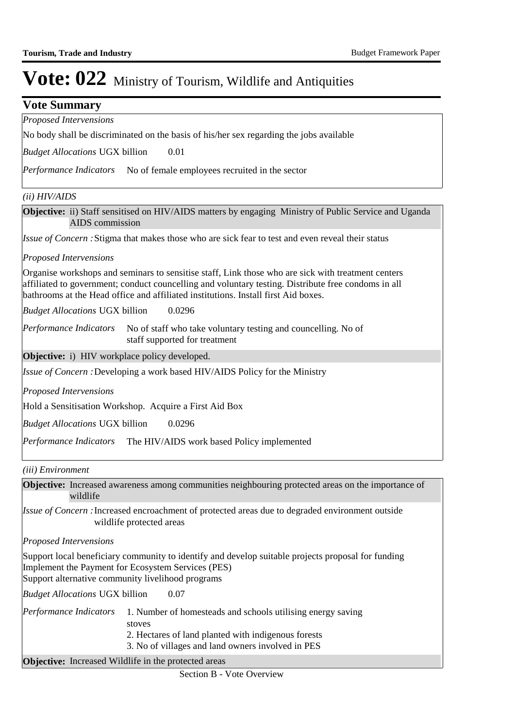# Vote: 022 Ministry of Tourism, Wildlife and Antiquities

## Vote Summary

*Proposed Interventions*

No body shall be discriminated on the basis of his/her sex regarding the jobs available

*Budget Allocations* UGX billion 0.01

*Performance Indicators* No of female employees recruited in the sector

*(ii) HIV/AIDS*

**Objective:** ii) Staff sensitised on HIV/AIDS matters by engaging Ministry of Public Service and Uganda AIDS commission

*Issue of Concern :* Stigma that makes those who are sick fear to test and even reveal their status

*Proposed Interventions*

Organise workshops and seminars to sensitise staff, Link those who are sick with treatment centers affiliated to government; conduct councelling and voluntary testing. Distribute free condoms in all bathrooms at the Head office and affiliated institutions. Install first Aid boxes.

*Budget Allocations* UGX billion 0.0296

*Performance Indicators* No of staff who take voluntary testing and councelling. No of staff supported for treatment

**Objective:** i) HIV workplace policy developed.

*Issue of Concern :* Developing a work based HIV/AIDS Policy for the Ministry

*Proposed Interventions*

Hold a Sensitisation Workshop. Acquire a First Aid Box

*Budget Allocations* UGX billion 0.0296

*Performance Indicators* The HIV/AIDS work based Policy implemented

*(iii) Environment*

**Objective:** Increased awareness among communities neighbouring protected areas on the importance of wildlife

*Issue of Concern :* Increased encroachment of protected areas due to degraded environment outside wildlife protected areas

*Proposed Interventions*

Support local beneficiary community to identify and develop suitable projects proposal for funding
Implement the Payment for Ecosystem Services (PES)
Support alternative community livelihood programs

*Budget Allocations* UGX billion 0.07

*Performance Indicators*
1. Number of homesteads and schools utilising energy saving stoves
2. Hectares of land planted with indigenous forests
3. No of villages and land owners involved in PES

**Objective:** Increased Wildlife in the protected areas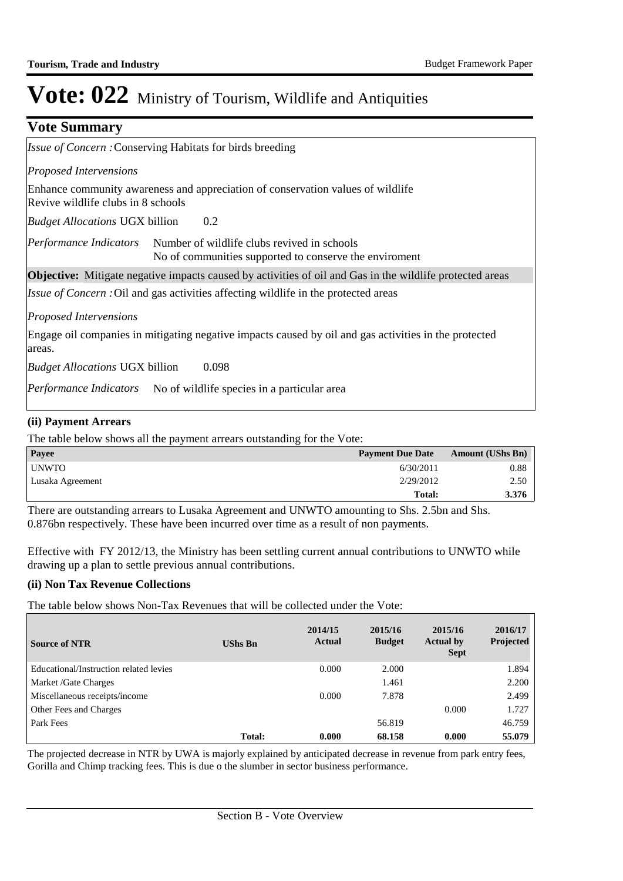# Vote: 022 Ministry of Tourism, Wildlife and Antiquities

## Vote Summary

*Issue of Concern :* Conserving Habitats for birds breeding

*Proposed Intervensions*

Enhance community awareness and appreciation of conservation values of wildlife
Revive wildlife clubs in 8 schools

*Budget Allocations* UGX billion 0.2

*Performance Indicators* Number of wildlife clubs revived in schools
No of communities supported to conserve the enviroment

**Objective:** Mitigate negative impacts caused by activities of oil and Gas in the wildlife protected areas

*Issue of Concern :* Oil and gas activities affecting wildlife in the protected areas

*Proposed Intervensions*

Engage oil companies in mitigating negative impacts caused by oil and gas activities in the protected areas.

*Budget Allocations* UGX billion 0.098

*Performance Indicators* No of wildlife species in a particular area

### (ii) Payment Arrears

The table below shows all the payment arrears outstanding for the Vote:

| Payee | Payment Due Date | Amount (UShs Bn) |
|---|---|---|
| UNWTO | 6/30/2011 | 0.88 |
| Lusaka Agreement | 2/29/2012 | 2.50 |
| | **Total:** | **3.376** |

There are outstanding arrears to Lusaka Agreement and UNWTO amounting to Shs. 2.5bn and Shs. 0.876bn respectively. These have been incurred over time as a result of non payments.

Effective with FY 2012/13, the Ministry has been settling current annual contributions to UNWTO while drawing up a plan to settle previous annual contributions.

### (ii) Non Tax Revenue Collections

The table below shows Non-Tax Revenues that will be collected under the Vote:

| Source of NTR | UShs Bn | 2014/15 Actual | 2015/16 Budget | 2015/16 Actual by Sept | 2016/17 Projected |
|---|---|---|---|---|---|
| Educational/Instruction related levies | | 0.000 | 2.000 | | 1.894 |
| Market /Gate Charges | | | 1.461 | | 2.200 |
| Miscellaneous receipts/income | | 0.000 | 7.878 | | 2.499 |
| Other Fees and Charges | | | | 0.000 | 1.727 |
| Park Fees | | | 56.819 | | 46.759 |
| | **Total:** | **0.000** | **68.158** | **0.000** | **55.079** |

The projected decrease in NTR by UWA is majorly explained by anticipated decrease in revenue from park entry fees, Gorilla and Chimp tracking fees. This is due o the slumber in sector business performance.